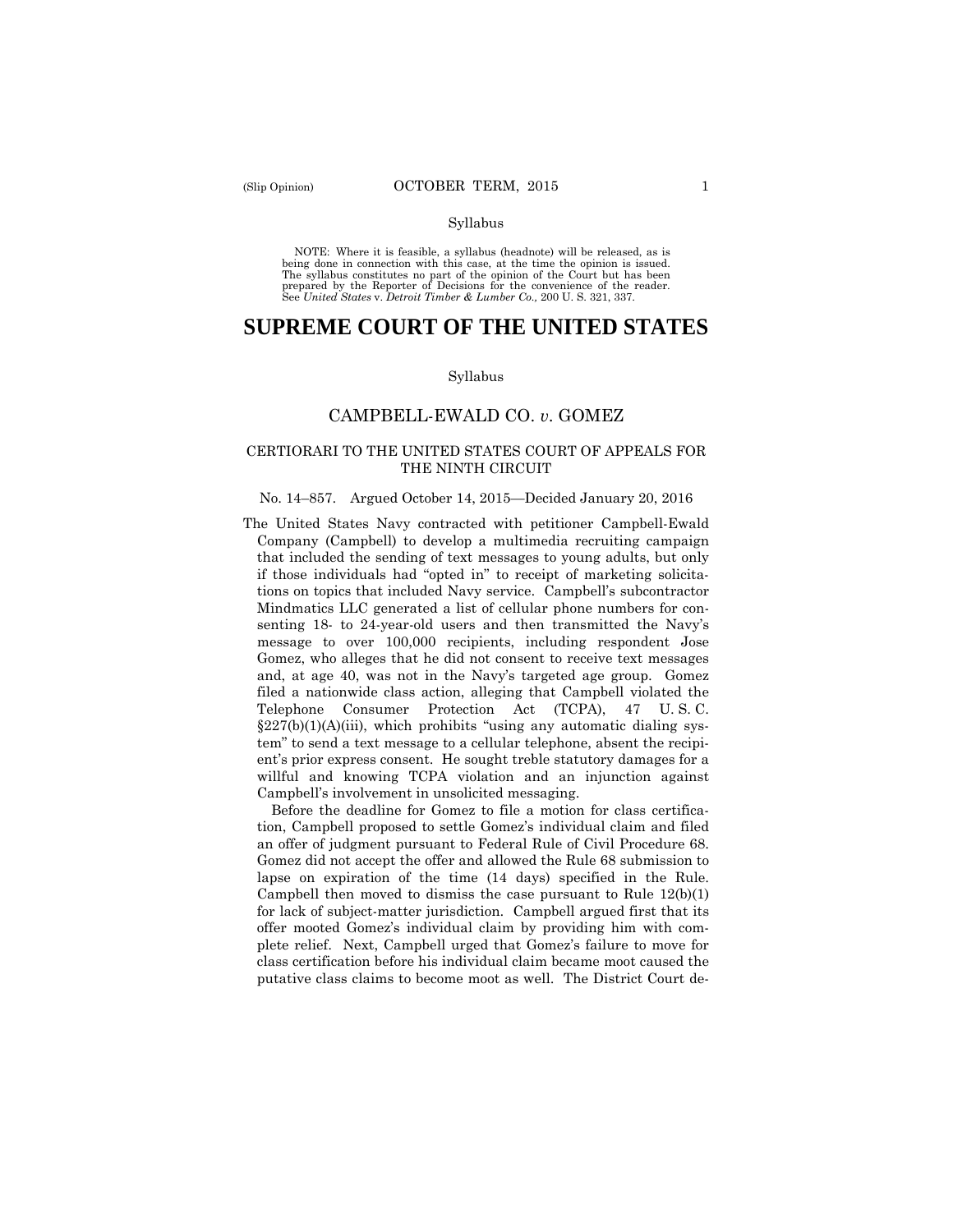Syllabus

NOTE: Where it is feasible, a syllabus (headnote) will be released, as is being done in connection with this case, at the time the opinion is issued. The syllabus constitutes no part of the opinion of the Court but has been prepared by the Reporter of Decisions for the convenience of the reader. See *United States* v. *Detroit Timber & Lumber Co.,* 200 U. S. 321, 337.

# SUPREME COURT OF THE UNITED STATES

Syllabus

## CAMPBELL-EWALD CO. *v*. GOMEZ

### CERTIORARI TO THE UNITED STATES COURT OF APPEALS FOR THE NINTH CIRCUIT

No. 14–857. Argued October 14, 2015—Decided January 20, 2016

The United States Navy contracted with petitioner Campbell-Ewald Company (Campbell) to develop a multimedia recruiting campaign that included the sending of text messages to young adults, but only if those individuals had "opted in" to receipt of marketing solicitations on topics that included Navy service. Campbell's subcontractor Mindmatics LLC generated a list of cellular phone numbers for consenting 18- to 24-year-old users and then transmitted the Navy's message to over 100,000 recipients, including respondent Jose Gomez, who alleges that he did not consent to receive text messages and, at age 40, was not in the Navy's targeted age group. Gomez filed a nationwide class action, alleging that Campbell violated the Telephone Consumer Protection Act (TCPA), 47 U. S. C. §227(b)(1)(A)(iii), which prohibits "using any automatic dialing system" to send a text message to a cellular telephone, absent the recipient's prior express consent. He sought treble statutory damages for a willful and knowing TCPA violation and an injunction against Campbell's involvement in unsolicited messaging.

Before the deadline for Gomez to file a motion for class certification, Campbell proposed to settle Gomez's individual claim and filed an offer of judgment pursuant to Federal Rule of Civil Procedure 68. Gomez did not accept the offer and allowed the Rule 68 submission to lapse on expiration of the time (14 days) specified in the Rule. Campbell then moved to dismiss the case pursuant to Rule 12(b)(1) for lack of subject-matter jurisdiction. Campbell argued first that its offer mooted Gomez's individual claim by providing him with complete relief. Next, Campbell urged that Gomez's failure to move for class certification before his individual claim became moot caused the putative class claims to become moot as well. The District Court de-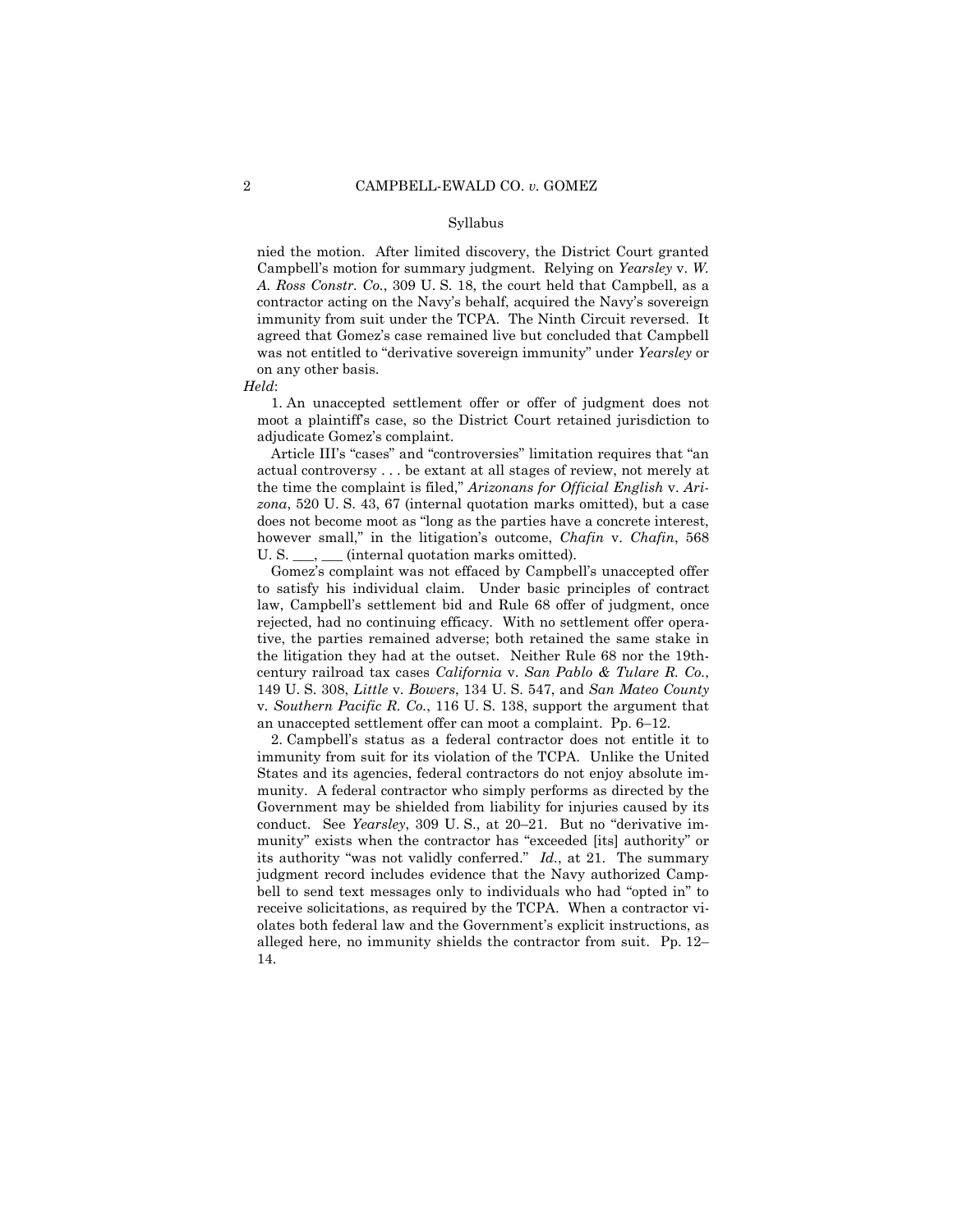Syllabus

nied the motion. After limited discovery, the District Court granted Campbell's motion for summary judgment. Relying on *Yearsley* v. *W. A. Ross Constr. Co.*, 309 U. S. 18, the court held that Campbell, as a contractor acting on the Navy's behalf, acquired the Navy's sovereign immunity from suit under the TCPA. The Ninth Circuit reversed. It agreed that Gomez's case remained live but concluded that Campbell was not entitled to "derivative sovereign immunity" under *Yearsley* or on any other basis.

*Held*:

1. An unaccepted settlement offer or offer of judgment does not moot a plaintiff's case, so the District Court retained jurisdiction to adjudicate Gomez's complaint.

Article III's "cases" and "controversies" limitation requires that "an actual controversy . . . be extant at all stages of review, not merely at the time the complaint is filed," *Arizonans for Official English* v. *Arizona*, 520 U. S. 43, 67 (internal quotation marks omitted), but a case does not become moot as "long as the parties have a concrete interest, however small," in the litigation's outcome, *Chafin* v. *Chafin*, 568 U. S. ___, ___ (internal quotation marks omitted).

Gomez's complaint was not effaced by Campbell's unaccepted offer to satisfy his individual claim. Under basic principles of contract law, Campbell's settlement bid and Rule 68 offer of judgment, once rejected, had no continuing efficacy. With no settlement offer operative, the parties remained adverse; both retained the same stake in the litigation they had at the outset. Neither Rule 68 nor the 19th-century railroad tax cases *California* v. *San Pablo & Tulare R. Co.*, 149 U. S. 308, *Little* v. *Bowers*, 134 U. S. 547, and *San Mateo County* v. *Southern Pacific R. Co.*, 116 U. S. 138, support the argument that an unaccepted settlement offer can moot a complaint. Pp. 6–12.

2. Campbell's status as a federal contractor does not entitle it to immunity from suit for its violation of the TCPA. Unlike the United States and its agencies, federal contractors do not enjoy absolute immunity. A federal contractor who simply performs as directed by the Government may be shielded from liability for injuries caused by its conduct. See *Yearsley*, 309 U. S., at 20–21. But no "derivative immunity" exists when the contractor has "exceeded [its] authority" or its authority "was not validly conferred." *Id.*, at 21. The summary judgment record includes evidence that the Navy authorized Campbell to send text messages only to individuals who had "opted in" to receive solicitations, as required by the TCPA. When a contractor violates both federal law and the Government's explicit instructions, as alleged here, no immunity shields the contractor from suit. Pp. 12–14.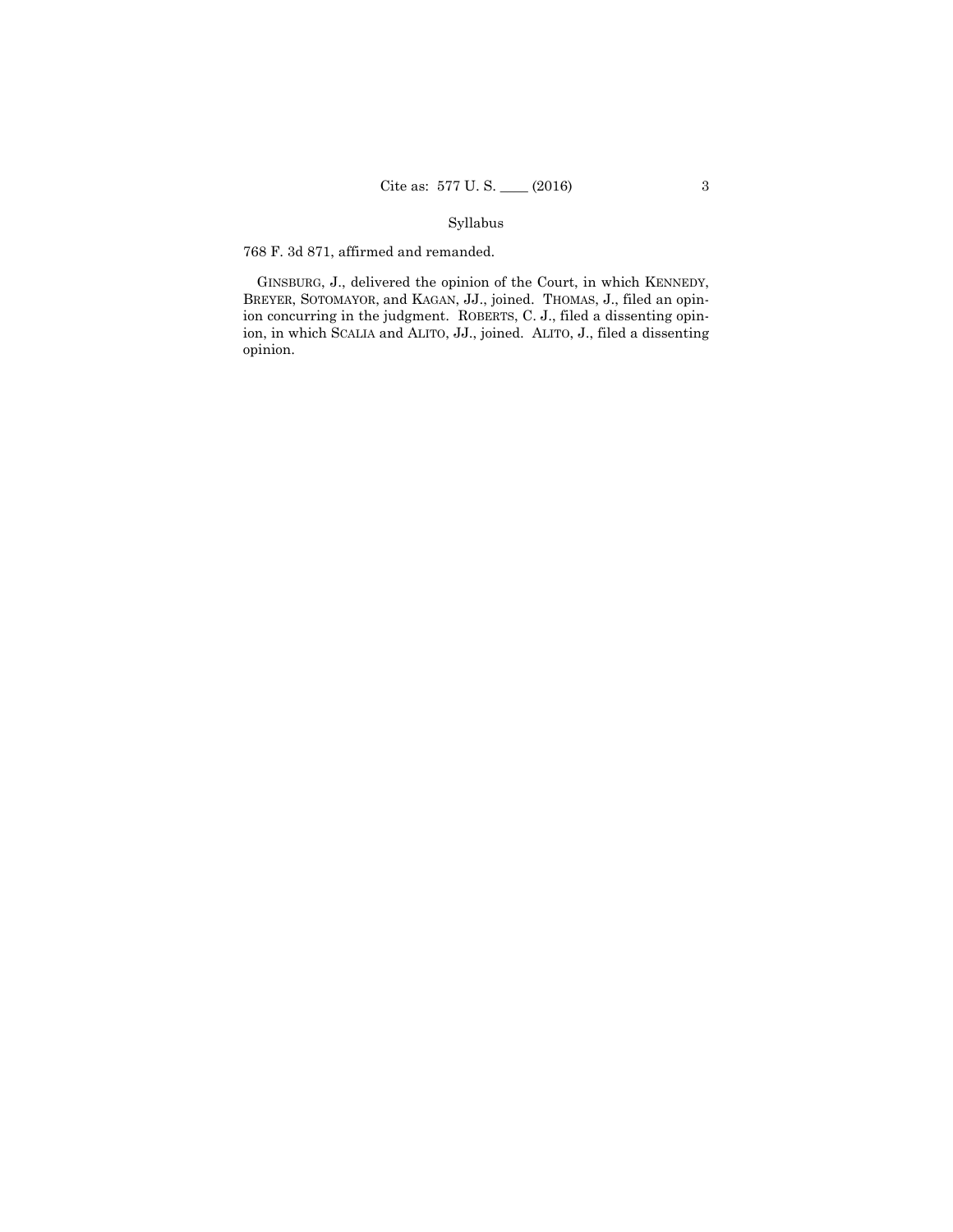768 F. 3d 871, affirmed and remanded.

GINSBURG, J., delivered the opinion of the Court, in which KENNEDY, BREYER, SOTOMAYOR, and KAGAN, JJ., joined. THOMAS, J., filed an opinion concurring in the judgment. ROBERTS, C. J., filed a dissenting opinion, in which SCALIA and ALITO, JJ., joined. ALITO, J., filed a dissenting opinion.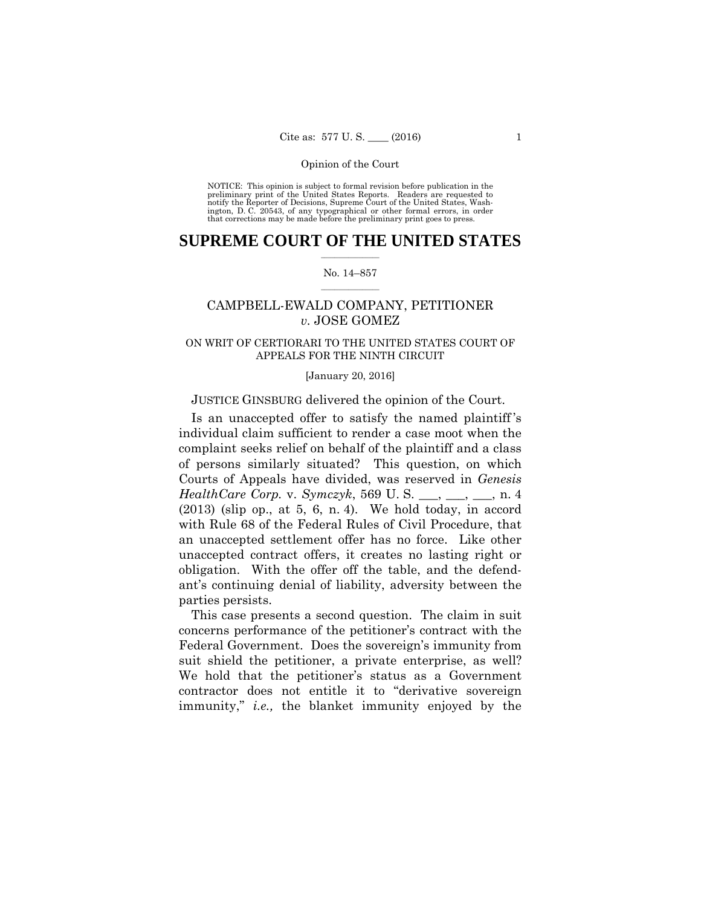NOTICE: This opinion is subject to formal revision before publication in the preliminary print of the United States Reports. Readers are requested to notify the Reporter of Decisions, Supreme Court of the United States, Washington, D. C. 20543, of any typographical or other formal errors, in order that corrections may be made before the preliminary print goes to press.

# SUPREME COURT OF THE UNITED STATES

No. 14–857

## CAMPBELL-EWALD COMPANY, PETITIONER *v.* JOSE GOMEZ

ON WRIT OF CERTIORARI TO THE UNITED STATES COURT OF APPEALS FOR THE NINTH CIRCUIT

[January 20, 2016]

JUSTICE GINSBURG delivered the opinion of the Court.

Is an unaccepted offer to satisfy the named plaintiff's individual claim sufficient to render a case moot when the complaint seeks relief on behalf of the plaintiff and a class of persons similarly situated? This question, on which Courts of Appeals have divided, was reserved in *Genesis HealthCare Corp.* v. *Symczyk*, 569 U. S. ___, ___, ___, n. 4 (2013) (slip op., at 5, 6, n. 4). We hold today, in accord with Rule 68 of the Federal Rules of Civil Procedure, that an unaccepted settlement offer has no force. Like other unaccepted contract offers, it creates no lasting right or obligation. With the offer off the table, and the defendant's continuing denial of liability, adversity between the parties persists.

This case presents a second question. The claim in suit concerns performance of the petitioner's contract with the Federal Government. Does the sovereign's immunity from suit shield the petitioner, a private enterprise, as well? We hold that the petitioner's status as a Government contractor does not entitle it to "derivative sovereign immunity," *i.e.,* the blanket immunity enjoyed by the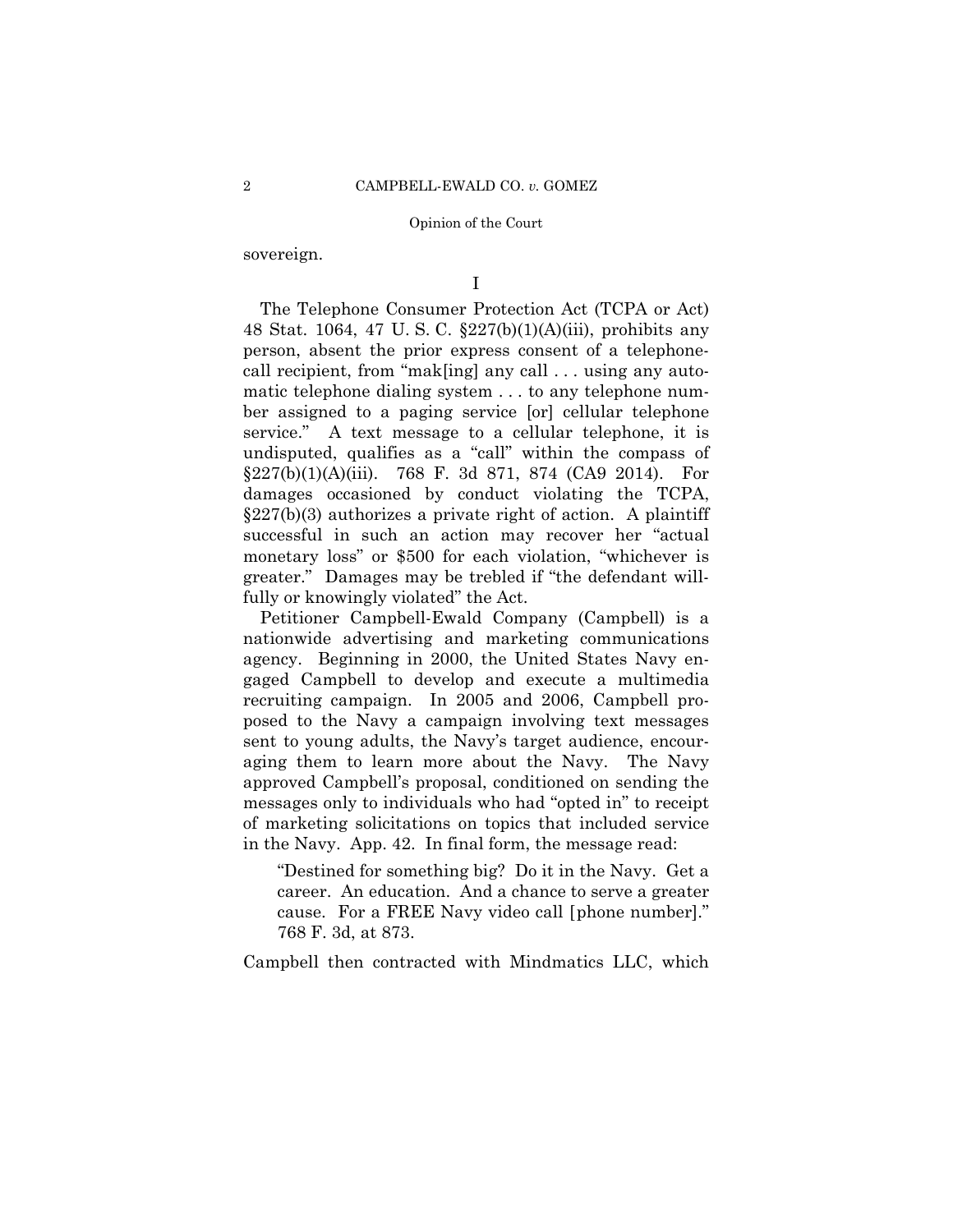sovereign.

I

The Telephone Consumer Protection Act (TCPA or Act) 48 Stat. 1064, 47 U. S. C. §227(b)(1)(A)(iii), prohibits any person, absent the prior express consent of a telephone-call recipient, from "mak[ing] any call . . . using any automatic telephone dialing system . . . to any telephone number assigned to a paging service [or] cellular telephone service." A text message to a cellular telephone, it is undisputed, qualifies as a "call" within the compass of §227(b)(1)(A)(iii). 768 F. 3d 871, 874 (CA9 2014). For damages occasioned by conduct violating the TCPA, §227(b)(3) authorizes a private right of action. A plaintiff successful in such an action may recover her "actual monetary loss" or $500 for each violation, "whichever is greater." Damages may be trebled if "the defendant willfully or knowingly violated" the Act.

Petitioner Campbell-Ewald Company (Campbell) is a nationwide advertising and marketing communications agency. Beginning in 2000, the United States Navy engaged Campbell to develop and execute a multimedia recruiting campaign. In 2005 and 2006, Campbell proposed to the Navy a campaign involving text messages sent to young adults, the Navy's target audience, encouraging them to learn more about the Navy. The Navy approved Campbell's proposal, conditioned on sending the messages only to individuals who had "opted in" to receipt of marketing solicitations on topics that included service in the Navy. App. 42. In final form, the message read:

> "Destined for something big? Do it in the Navy. Get a career. An education. And a chance to serve a greater cause. For a FREE Navy video call [phone number]." 768 F. 3d, at 873.

Campbell then contracted with Mindmatics LLC, which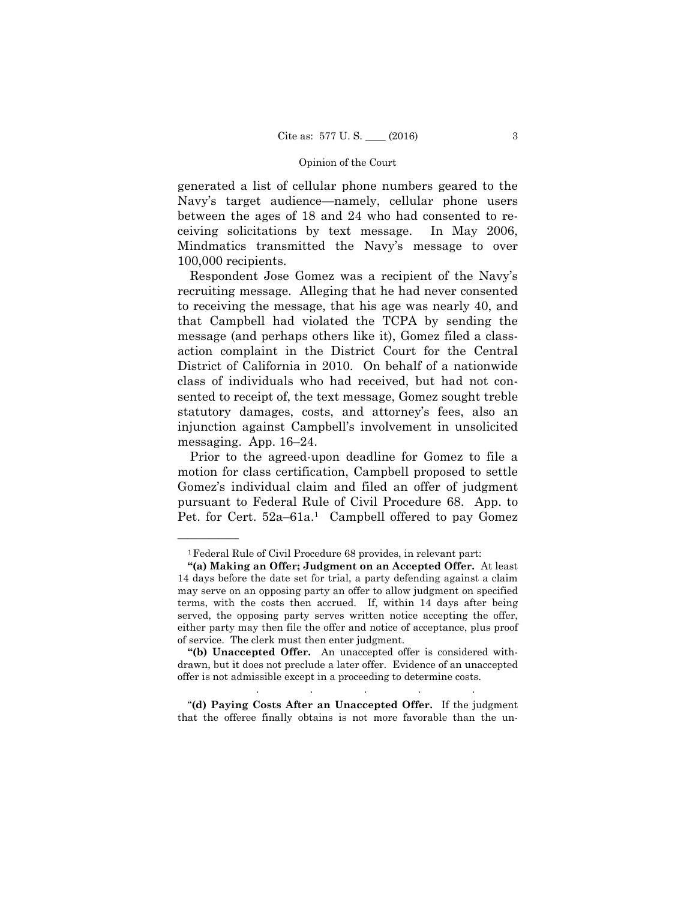generated a list of cellular phone numbers geared to the Navy's target audience—namely, cellular phone users between the ages of 18 and 24 who had consented to receiving solicitations by text message. In May 2006, Mindmatics transmitted the Navy's message to over 100,000 recipients.

Respondent Jose Gomez was a recipient of the Navy's recruiting message. Alleging that he had never consented to receiving the message, that his age was nearly 40, and that Campbell had violated the TCPA by sending the message (and perhaps others like it), Gomez filed a class-action complaint in the District Court for the Central District of California in 2010. On behalf of a nationwide class of individuals who had received, but had not consented to receipt of, the text message, Gomez sought treble statutory damages, costs, and attorney's fees, also an injunction against Campbell's involvement in unsolicited messaging. App. 16–24.

Prior to the agreed-upon deadline for Gomez to file a motion for class certification, Campbell proposed to settle Gomez's individual claim and filed an offer of judgment pursuant to Federal Rule of Civil Procedure 68. App. to Pet. for Cert. 52a–61a.[1] Campbell offered to pay Gomez

---

[1] Federal Rule of Civil Procedure 68 provides, in relevant part:

"**(a) Making an Offer; Judgment on an Accepted Offer.** At least 14 days before the date set for trial, a party defending against a claim may serve on an opposing party an offer to allow judgment on specified terms, with the costs then accrued. If, within 14 days after being served, the opposing party serves written notice accepting the offer, either party may then file the offer and notice of acceptance, plus proof of service. The clerk must then enter judgment.

"**(b) Unaccepted Offer.** An unaccepted offer is considered withdrawn, but it does not preclude a later offer. Evidence of an unaccepted offer is not admissible except in a proceeding to determine costs.

. . . . .

"**(d) Paying Costs After an Unaccepted Offer.** If the judgment that the offeree finally obtains is not more favorable than the un-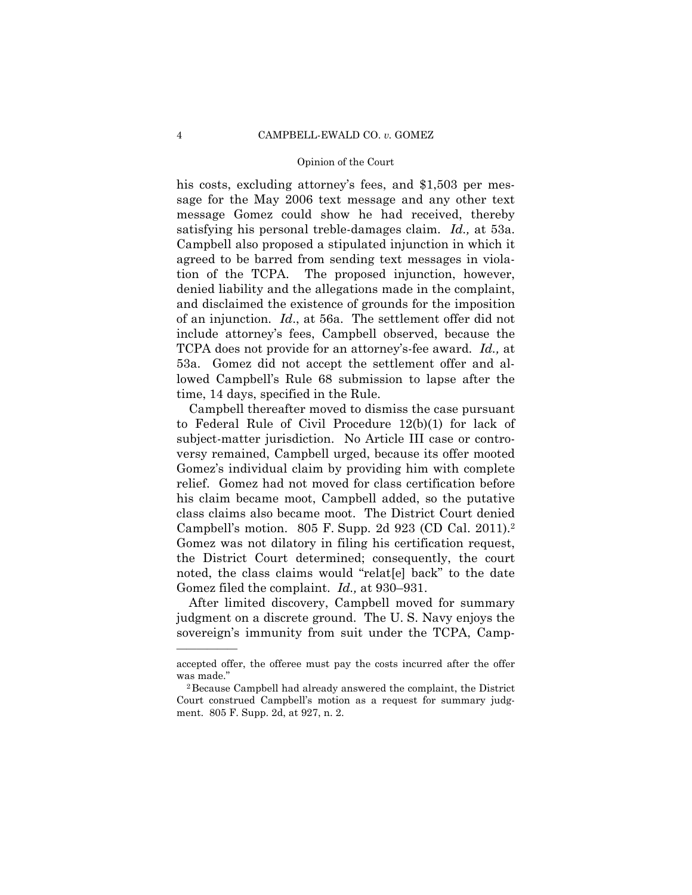his costs, excluding attorney's fees, and $1,503 per message for the May 2006 text message and any other text message Gomez could show he had received, thereby satisfying his personal treble-damages claim. *Id.,* at 53a. Campbell also proposed a stipulated injunction in which it agreed to be barred from sending text messages in violation of the TCPA. The proposed injunction, however, denied liability and the allegations made in the complaint, and disclaimed the existence of grounds for the imposition of an injunction. *Id*., at 56a. The settlement offer did not include attorney's fees, Campbell observed, because the TCPA does not provide for an attorney's-fee award. *Id.,* at 53a. Gomez did not accept the settlement offer and allowed Campbell's Rule 68 submission to lapse after the time, 14 days, specified in the Rule.

Campbell thereafter moved to dismiss the case pursuant to Federal Rule of Civil Procedure 12(b)(1) for lack of subject-matter jurisdiction. No Article III case or controversy remained, Campbell urged, because its offer mooted Gomez's individual claim by providing him with complete relief. Gomez had not moved for class certification before his claim became moot, Campbell added, so the putative class claims also became moot. The District Court denied Campbell's motion. 805 F. Supp. 2d 923 (CD Cal. 2011).[2] Gomez was not dilatory in filing his certification request, the District Court determined; consequently, the court noted, the class claims would "relat[e] back" to the date Gomez filed the complaint. *Id.,* at 930–931.

After limited discovery, Campbell moved for summary judgment on a discrete ground. The U. S. Navy enjoys the sovereign's immunity from suit under the TCPA, Camp-

---

accepted offer, the offeree must pay the costs incurred after the offer was made."

[2] Because Campbell had already answered the complaint, the District Court construed Campbell's motion as a request for summary judgment. 805 F. Supp. 2d, at 927, n. 2.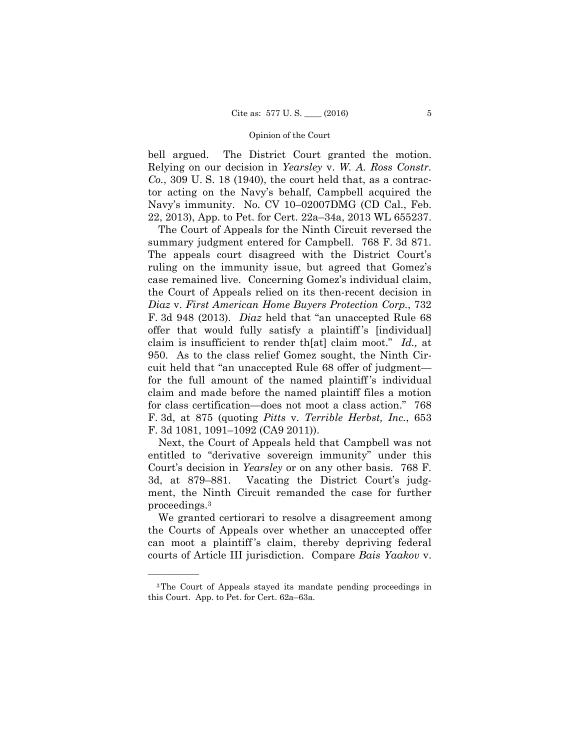bell argued. The District Court granted the motion. Relying on our decision in *Yearsley* v. *W. A. Ross Constr. Co.*, 309 U. S. 18 (1940), the court held that, as a contractor acting on the Navy's behalf, Campbell acquired the Navy's immunity. No. CV 10–02007DMG (CD Cal., Feb. 22, 2013), App. to Pet. for Cert. 22a–34a, 2013 WL 655237.

The Court of Appeals for the Ninth Circuit reversed the summary judgment entered for Campbell. 768 F. 3d 871. The appeals court disagreed with the District Court's ruling on the immunity issue, but agreed that Gomez's case remained live. Concerning Gomez's individual claim, the Court of Appeals relied on its then-recent decision in *Diaz* v. *First American Home Buyers Protection Corp.*, 732 F. 3d 948 (2013). *Diaz* held that "an unaccepted Rule 68 offer that would fully satisfy a plaintiff's [individual] claim is insufficient to render th[at] claim moot." *Id.,* at 950. As to the class relief Gomez sought, the Ninth Circuit held that "an unaccepted Rule 68 offer of judgment—for the full amount of the named plaintiff's individual claim and made before the named plaintiff files a motion for class certification—does not moot a class action." 768 F. 3d, at 875 (quoting *Pitts* v. *Terrible Herbst, Inc.*, 653 F. 3d 1081, 1091–1092 (CA9 2011)).

Next, the Court of Appeals held that Campbell was not entitled to "derivative sovereign immunity" under this Court's decision in *Yearsley* or on any other basis. 768 F. 3d, at 879–881. Vacating the District Court's judgment, the Ninth Circuit remanded the case for further proceedings.[3]

We granted certiorari to resolve a disagreement among the Courts of Appeals over whether an unaccepted offer can moot a plaintiff's claim, thereby depriving federal courts of Article III jurisdiction. Compare *Bais Yaakov* v.

---

[3] The Court of Appeals stayed its mandate pending proceedings in this Court. App. to Pet. for Cert. 62a–63a.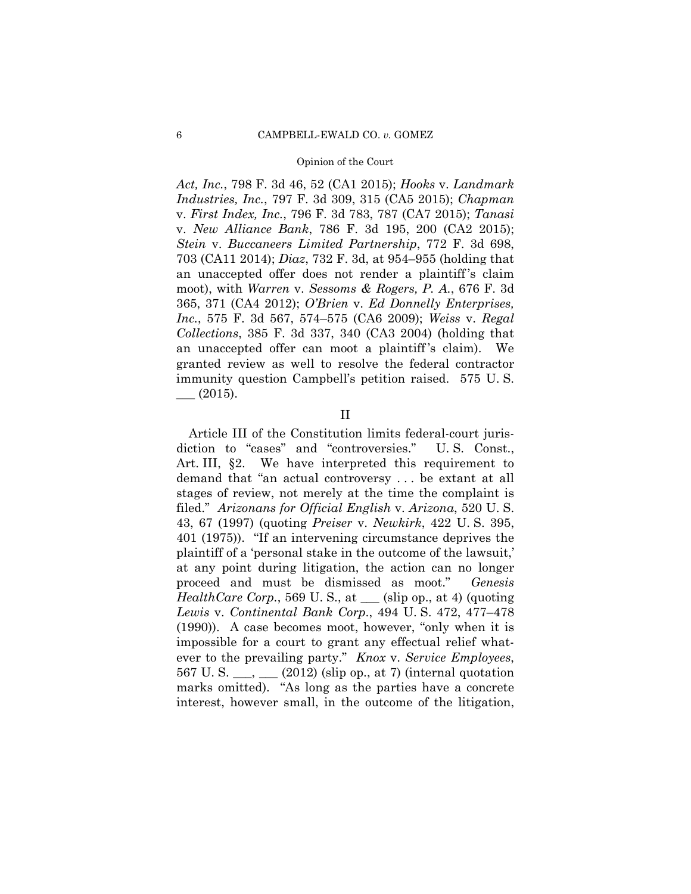*Act, Inc.*, 798 F. 3d 46, 52 (CA1 2015); *Hooks* v. *Landmark Industries, Inc.*, 797 F. 3d 309, 315 (CA5 2015); *Chapman* v. *First Index, Inc.*, 796 F. 3d 783, 787 (CA7 2015); *Tanasi* v. *New Alliance Bank*, 786 F. 3d 195, 200 (CA2 2015); *Stein* v. *Buccaneers Limited Partnership*, 772 F. 3d 698, 703 (CA11 2014); *Diaz*, 732 F. 3d, at 954–955 (holding that an unaccepted offer does not render a plaintiff's claim moot), with *Warren* v. *Sessoms & Rogers, P. A.*, 676 F. 3d 365, 371 (CA4 2012); *O'Brien* v. *Ed Donnelly Enterprises, Inc.*, 575 F. 3d 567, 574–575 (CA6 2009); *Weiss* v. *Regal Collections*, 385 F. 3d 337, 340 (CA3 2004) (holding that an unaccepted offer can moot a plaintiff's claim). We granted review as well to resolve the federal contractor immunity question Campbell's petition raised. 575 U. S. ___ (2015).

## II

Article III of the Constitution limits federal-court jurisdiction to "cases" and "controversies." U. S. Const., Art. III, §2. We have interpreted this requirement to demand that "an actual controversy . . . be extant at all stages of review, not merely at the time the complaint is filed." *Arizonans for Official English* v. *Arizona*, 520 U. S. 43, 67 (1997) (quoting *Preiser* v. *Newkirk*, 422 U. S. 395, 401 (1975)). "If an intervening circumstance deprives the plaintiff of a 'personal stake in the outcome of the lawsuit,' at any point during litigation, the action can no longer proceed and must be dismissed as moot." *Genesis HealthCare Corp.*, 569 U. S., at ___ (slip op., at 4) (quoting *Lewis* v. *Continental Bank Corp.*, 494 U. S. 472, 477–478 (1990)). A case becomes moot, however, "only when it is impossible for a court to grant any effectual relief whatever to the prevailing party." *Knox* v. *Service Employees*, 567 U. S. ___, ___ (2012) (slip op., at 7) (internal quotation marks omitted). "As long as the parties have a concrete interest, however small, in the outcome of the litigation,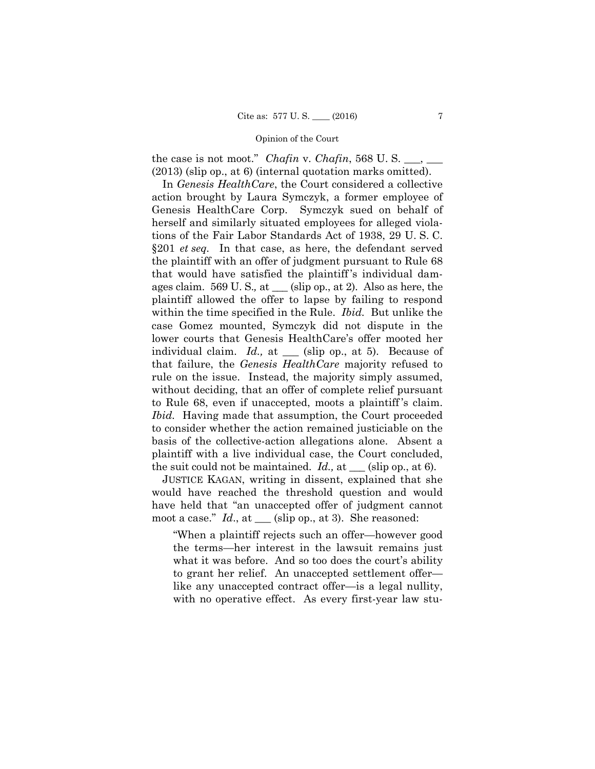the case is not moot." *Chafin* v. *Chafin*, 568 U. S. ___, ___ (2013) (slip op., at 6) (internal quotation marks omitted).

In *Genesis HealthCare*, the Court considered a collective action brought by Laura Symczyk, a former employee of Genesis HealthCare Corp. Symczyk sued on behalf of herself and similarly situated employees for alleged violations of the Fair Labor Standards Act of 1938, 29 U. S. C. §201 *et seq.* In that case, as here, the defendant served the plaintiff with an offer of judgment pursuant to Rule 68 that would have satisfied the plaintiff's individual damages claim. 569 U. S., at ___ (slip op., at 2). Also as here, the plaintiff allowed the offer to lapse by failing to respond within the time specified in the Rule. *Ibid.* But unlike the case Gomez mounted, Symczyk did not dispute in the lower courts that Genesis HealthCare's offer mooted her individual claim. *Id.,* at ___ (slip op., at 5). Because of that failure, the *Genesis HealthCare* majority refused to rule on the issue. Instead, the majority simply assumed, without deciding, that an offer of complete relief pursuant to Rule 68, even if unaccepted, moots a plaintiff's claim. *Ibid.* Having made that assumption, the Court proceeded to consider whether the action remained justiciable on the basis of the collective-action allegations alone. Absent a plaintiff with a live individual case, the Court concluded, the suit could not be maintained. *Id.,* at ___ (slip op., at 6).

JUSTICE KAGAN, writing in dissent, explained that she would have reached the threshold question and would have held that "an unaccepted offer of judgment cannot moot a case." *Id*., at ___ (slip op., at 3). She reasoned:

> "When a plaintiff rejects such an offer—however good the terms—her interest in the lawsuit remains just what it was before. And so too does the court's ability to grant her relief. An unaccepted settlement offer—like any unaccepted contract offer—is a legal nullity, with no operative effect. As every first-year law stu-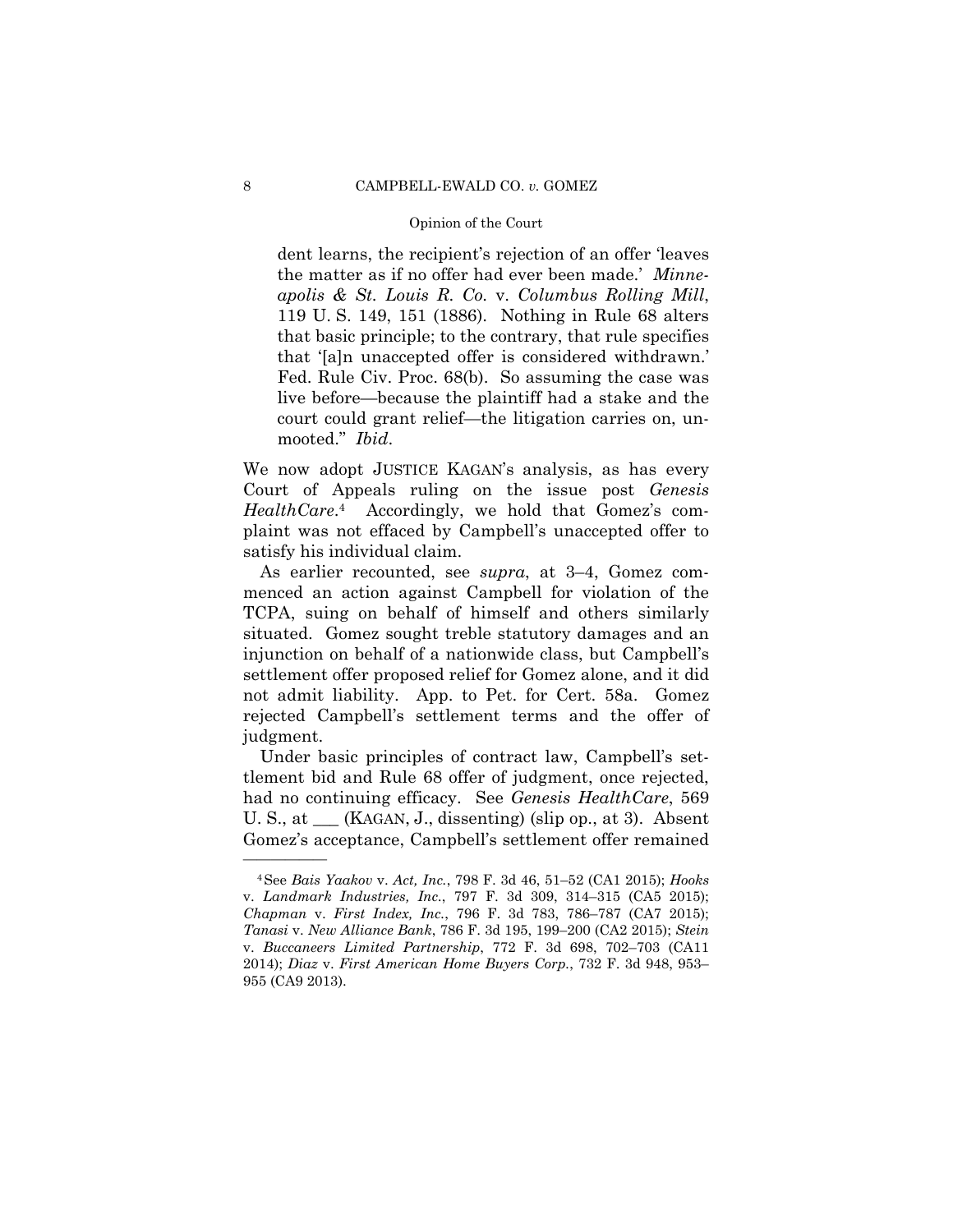dent learns, the recipient's rejection of an offer 'leaves the matter as if no offer had ever been made.' *Minneapolis & St. Louis R. Co.* v. *Columbus Rolling Mill*, 119 U. S. 149, 151 (1886). Nothing in Rule 68 alters that basic principle; to the contrary, that rule specifies that '[a]n unaccepted offer is considered withdrawn.' Fed. Rule Civ. Proc. 68(b). So assuming the case was live before—because the plaintiff had a stake and the court could grant relief—the litigation carries on, unmooted." *Ibid*.

We now adopt JUSTICE KAGAN's analysis, as has every Court of Appeals ruling on the issue post *Genesis HealthCare*.[4] Accordingly, we hold that Gomez's complaint was not effaced by Campbell's unaccepted offer to satisfy his individual claim.

As earlier recounted, see *supra*, at 3–4, Gomez commenced an action against Campbell for violation of the TCPA, suing on behalf of himself and others similarly situated. Gomez sought treble statutory damages and an injunction on behalf of a nationwide class, but Campbell's settlement offer proposed relief for Gomez alone, and it did not admit liability. App. to Pet. for Cert. 58a. Gomez rejected Campbell's settlement terms and the offer of judgment.

Under basic principles of contract law, Campbell's settlement bid and Rule 68 offer of judgment, once rejected, had no continuing efficacy. See *Genesis HealthCare*, 569 U. S., at ___ (KAGAN, J., dissenting) (slip op., at 3). Absent Gomez's acceptance, Campbell's settlement offer remained

---

[4] See *Bais Yaakov* v. *Act, Inc.*, 798 F. 3d 46, 51–52 (CA1 2015); *Hooks* v. *Landmark Industries, Inc.*, 797 F. 3d 309, 314–315 (CA5 2015); *Chapman* v. *First Index, Inc.*, 796 F. 3d 783, 786–787 (CA7 2015); *Tanasi* v. *New Alliance Bank*, 786 F. 3d 195, 199–200 (CA2 2015); *Stein* v. *Buccaneers Limited Partnership*, 772 F. 3d 698, 702–703 (CA11 2014); *Diaz* v. *First American Home Buyers Corp.*, 732 F. 3d 948, 953–955 (CA9 2013).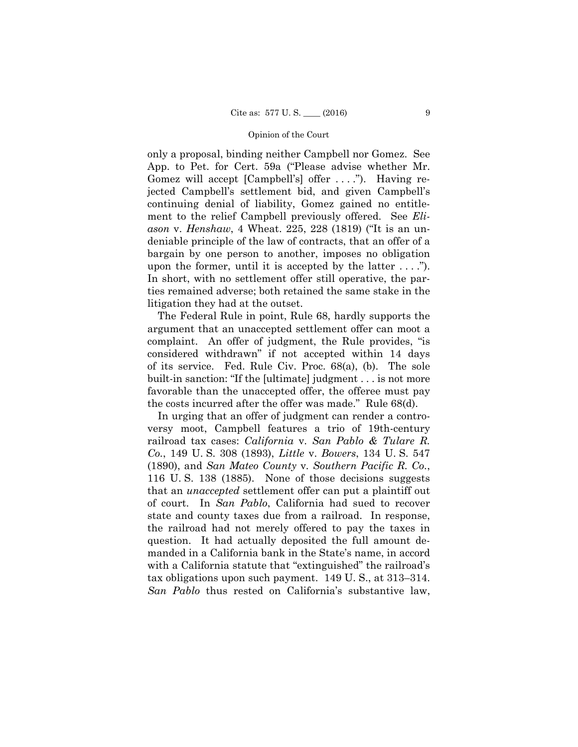only a proposal, binding neither Campbell nor Gomez. See App. to Pet. for Cert. 59a ("Please advise whether Mr. Gomez will accept [Campbell's] offer . . . ."). Having rejected Campbell's settlement bid, and given Campbell's continuing denial of liability, Gomez gained no entitlement to the relief Campbell previously offered. See *Eliason* v. *Henshaw*, 4 Wheat. 225, 228 (1819) ("It is an undeniable principle of the law of contracts, that an offer of a bargain by one person to another, imposes no obligation upon the former, until it is accepted by the latter . . . ."). In short, with no settlement offer still operative, the parties remained adverse; both retained the same stake in the litigation they had at the outset.

The Federal Rule in point, Rule 68, hardly supports the argument that an unaccepted settlement offer can moot a complaint. An offer of judgment, the Rule provides, "is considered withdrawn" if not accepted within 14 days of its service. Fed. Rule Civ. Proc. 68(a), (b). The sole built-in sanction: "If the [ultimate] judgment . . . is not more favorable than the unaccepted offer, the offeree must pay the costs incurred after the offer was made." Rule 68(d).

In urging that an offer of judgment can render a controversy moot, Campbell features a trio of 19th-century railroad tax cases: *California* v. *San Pablo & Tulare R. Co.*, 149 U. S. 308 (1893), *Little* v. *Bowers*, 134 U. S. 547 (1890), and *San Mateo County* v. *Southern Pacific R. Co.*, 116 U. S. 138 (1885). None of those decisions suggests that an *unaccepted* settlement offer can put a plaintiff out of court. In *San Pablo*, California had sued to recover state and county taxes due from a railroad. In response, the railroad had not merely offered to pay the taxes in question. It had actually deposited the full amount demanded in a California bank in the State's name, in accord with a California statute that "extinguished" the railroad's tax obligations upon such payment. 149 U. S., at 313–314. *San Pablo* thus rested on California's substantive law,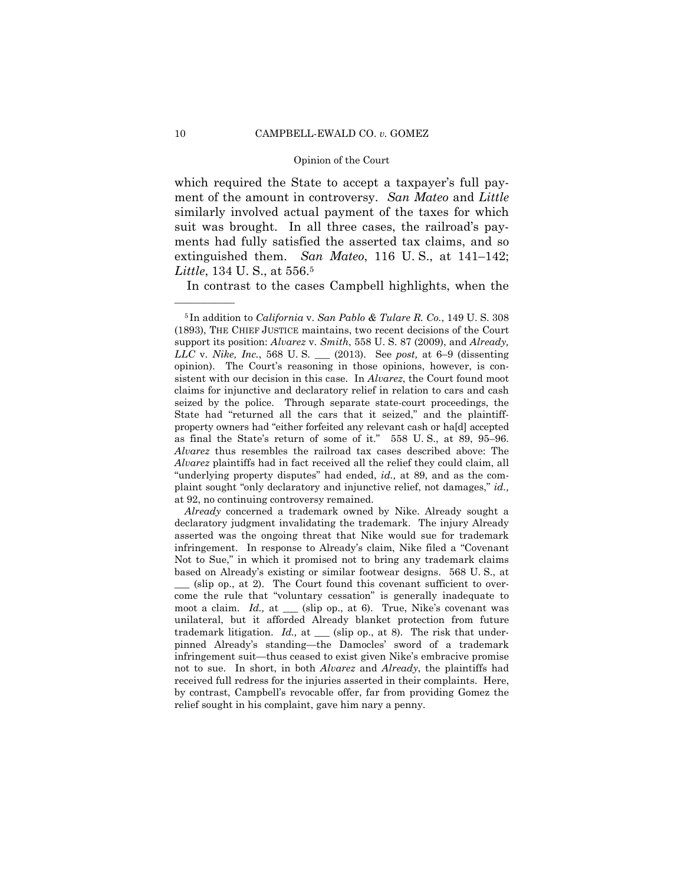which required the State to accept a taxpayer's full payment of the amount in controversy. *San Mateo* and *Little* similarly involved actual payment of the taxes for which suit was brought. In all three cases, the railroad's payments had fully satisfied the asserted tax claims, and so extinguished them. *San Mateo*, 116 U. S., at 141–142; *Little*, 134 U. S., at 556.[5]

In contrast to the cases Campbell highlights, when the

---

[5] In addition to *California* v. *San Pablo & Tulare R. Co.*, 149 U. S. 308 (1893), THE CHIEF JUSTICE maintains, two recent decisions of the Court support its position: *Alvarez* v. *Smith*, 558 U. S. 87 (2009), and *Already, LLC* v. *Nike, Inc.*, 568 U. S. ___ (2013). See *post,* at 6–9 (dissenting opinion). The Court's reasoning in those opinions, however, is consistent with our decision in this case. In *Alvarez*, the Court found moot claims for injunctive and declaratory relief in relation to cars and cash seized by the police. Through separate state-court proceedings, the State had "returned all the cars that it seized," and the plaintiff-property owners had "either forfeited any relevant cash or ha[d] accepted as final the State's return of some of it." 558 U. S., at 89, 95–96. *Alvarez* thus resembles the railroad tax cases described above: The *Alvarez* plaintiffs had in fact received all the relief they could claim, all "underlying property disputes" had ended, *id.,* at 89, and as the complaint sought "only declaratory and injunctive relief, not damages," *id.,* at 92, no continuing controversy remained.

*Already* concerned a trademark owned by Nike. Already sought a declaratory judgment invalidating the trademark. The injury Already asserted was the ongoing threat that Nike would sue for trademark infringement. In response to Already's claim, Nike filed a "Covenant Not to Sue," in which it promised not to bring any trademark claims based on Already's existing or similar footwear designs. 568 U. S., at ___ (slip op., at 2). The Court found this covenant sufficient to overcome the rule that "voluntary cessation" is generally inadequate to moot a claim. *Id.,* at ___ (slip op., at 6). True, Nike's covenant was unilateral, but it afforded Already blanket protection from future trademark litigation. *Id.,* at ___ (slip op., at 8). The risk that underpinned Already's standing—the Damocles' sword of a trademark infringement suit—thus ceased to exist given Nike's embracive promise not to sue. In short, in both *Alvarez* and *Already*, the plaintiffs had received full redress for the injuries asserted in their complaints. Here, by contrast, Campbell's revocable offer, far from providing Gomez the relief sought in his complaint, gave him nary a penny.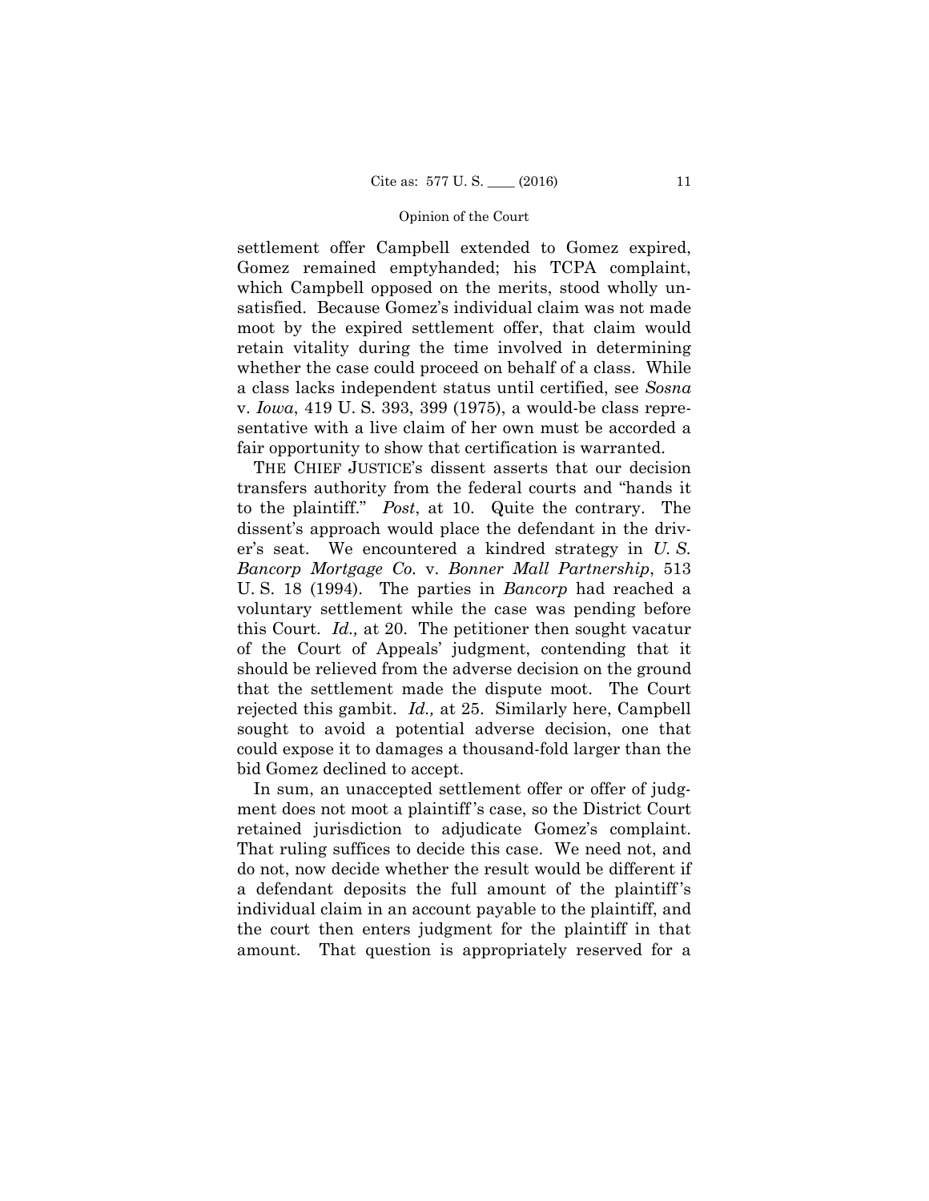settlement offer Campbell extended to Gomez expired, Gomez remained emptyhanded; his TCPA complaint, which Campbell opposed on the merits, stood wholly unsatisfied. Because Gomez's individual claim was not made moot by the expired settlement offer, that claim would retain vitality during the time involved in determining whether the case could proceed on behalf of a class. While a class lacks independent status until certified, see *Sosna* v. *Iowa*, 419 U. S. 393, 399 (1975), a would-be class representative with a live claim of her own must be accorded a fair opportunity to show that certification is warranted.

THE CHIEF JUSTICE's dissent asserts that our decision transfers authority from the federal courts and "hands it to the plaintiff." *Post*, at 10. Quite the contrary. The dissent's approach would place the defendant in the driver's seat. We encountered a kindred strategy in *U. S. Bancorp Mortgage Co.* v. *Bonner Mall Partnership*, 513 U. S. 18 (1994). The parties in *Bancorp* had reached a voluntary settlement while the case was pending before this Court. *Id.,* at 20. The petitioner then sought vacatur of the Court of Appeals' judgment, contending that it should be relieved from the adverse decision on the ground that the settlement made the dispute moot. The Court rejected this gambit. *Id.,* at 25. Similarly here, Campbell sought to avoid a potential adverse decision, one that could expose it to damages a thousand-fold larger than the bid Gomez declined to accept.

In sum, an unaccepted settlement offer or offer of judgment does not moot a plaintiff's case, so the District Court retained jurisdiction to adjudicate Gomez's complaint. That ruling suffices to decide this case. We need not, and do not, now decide whether the result would be different if a defendant deposits the full amount of the plaintiff's individual claim in an account payable to the plaintiff, and the court then enters judgment for the plaintiff in that amount. That question is appropriately reserved for a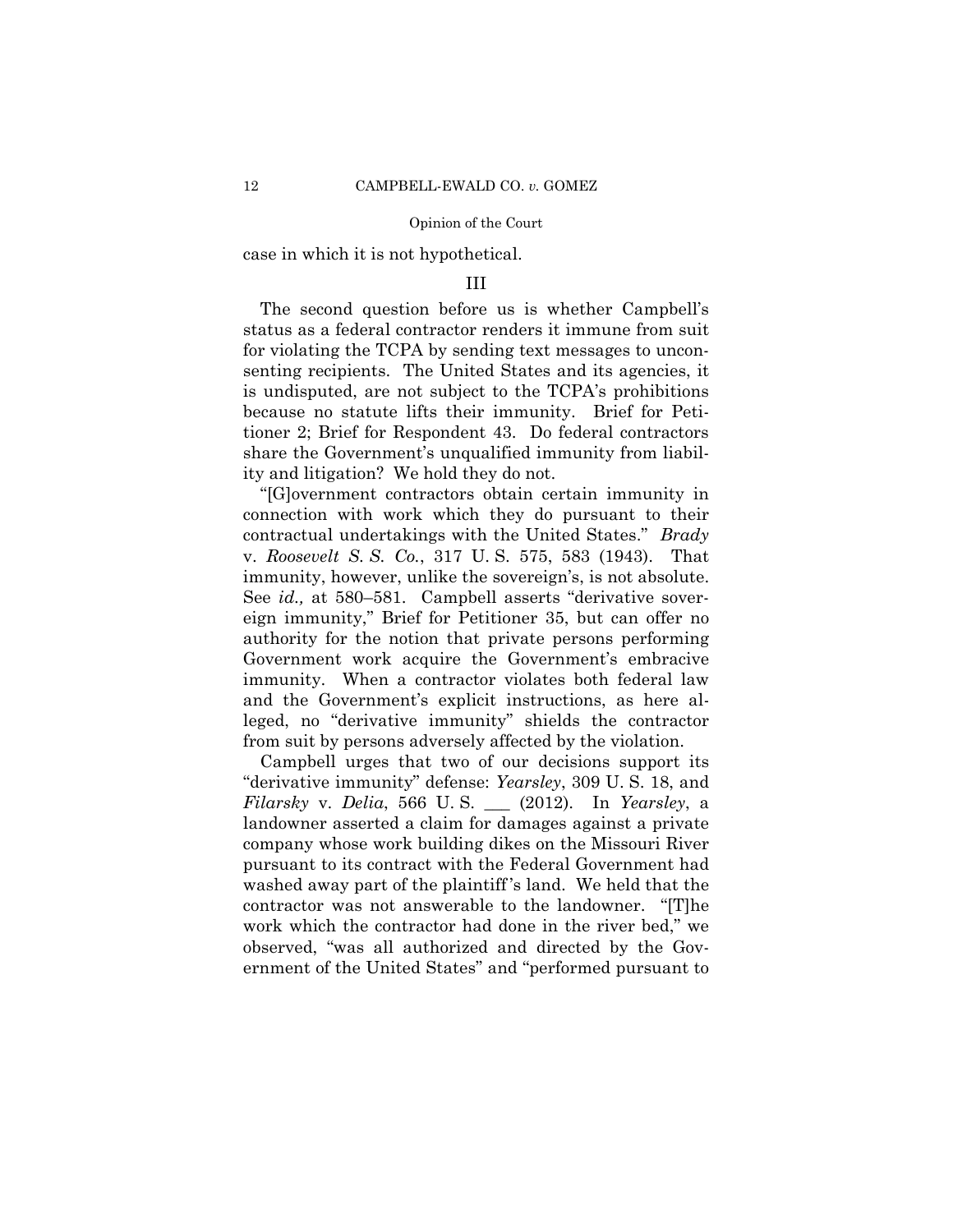case in which it is not hypothetical.

## III

The second question before us is whether Campbell's status as a federal contractor renders it immune from suit for violating the TCPA by sending text messages to unconsenting recipients. The United States and its agencies, it is undisputed, are not subject to the TCPA's prohibitions because no statute lifts their immunity. Brief for Petitioner 2; Brief for Respondent 43. Do federal contractors share the Government's unqualified immunity from liability and litigation? We hold they do not.

"[G]overnment contractors obtain certain immunity in connection with work which they do pursuant to their contractual undertakings with the United States." *Brady* v. *Roosevelt S. S. Co.*, 317 U. S. 575, 583 (1943). That immunity, however, unlike the sovereign's, is not absolute. See *id.,* at 580–581. Campbell asserts "derivative sovereign immunity," Brief for Petitioner 35, but can offer no authority for the notion that private persons performing Government work acquire the Government's embracive immunity. When a contractor violates both federal law and the Government's explicit instructions, as here alleged, no "derivative immunity" shields the contractor from suit by persons adversely affected by the violation.

Campbell urges that two of our decisions support its "derivative immunity" defense: *Yearsley*, 309 U. S. 18, and *Filarsky* v. *Delia*, 566 U. S. ___ (2012). In *Yearsley*, a landowner asserted a claim for damages against a private company whose work building dikes on the Missouri River pursuant to its contract with the Federal Government had washed away part of the plaintiff's land. We held that the contractor was not answerable to the landowner. "[T]he work which the contractor had done in the river bed," we observed, "was all authorized and directed by the Government of the United States" and "performed pursuant to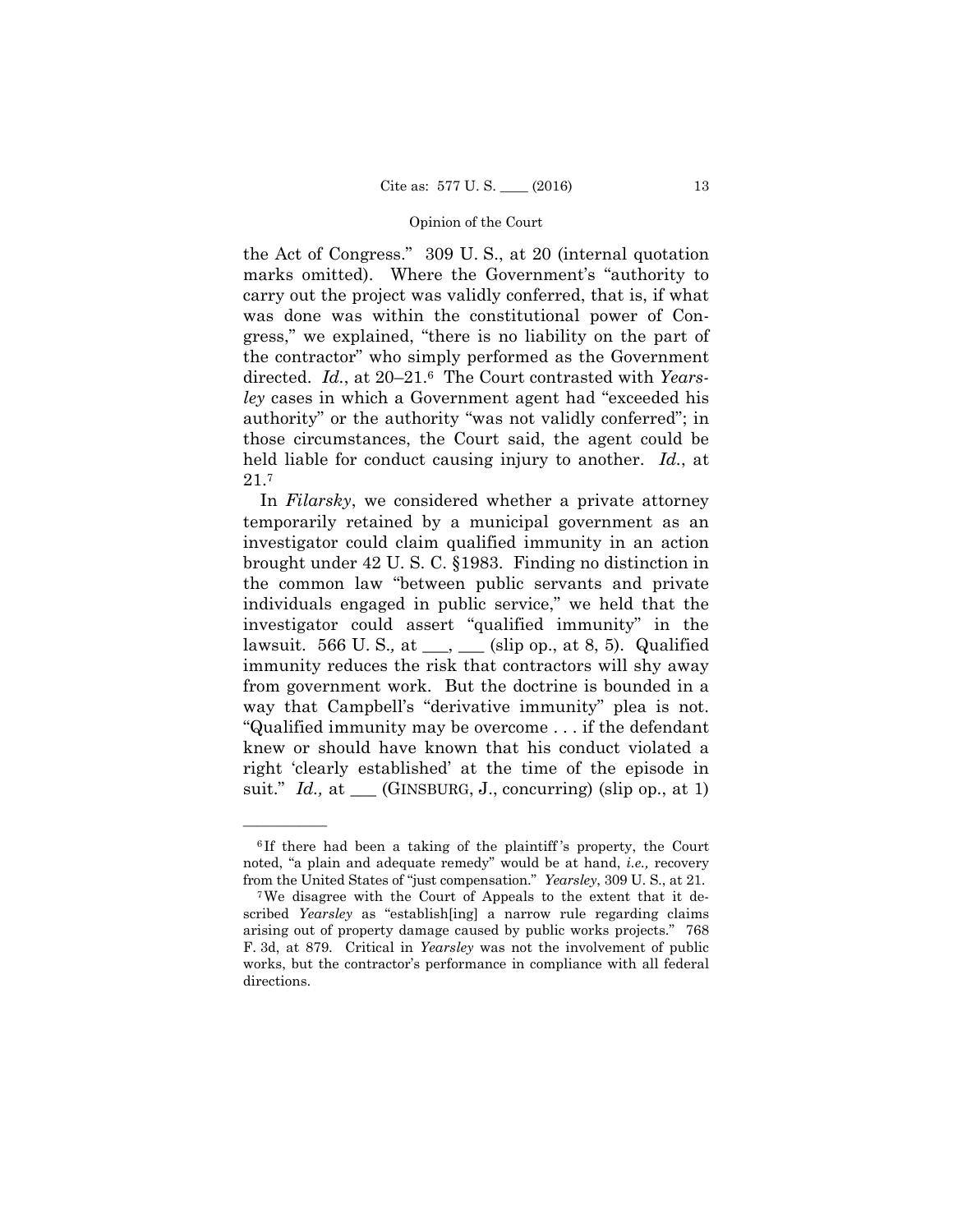the Act of Congress." 309 U. S., at 20 (internal quotation marks omitted). Where the Government's "authority to carry out the project was validly conferred, that is, if what was done was within the constitutional power of Congress," we explained, "there is no liability on the part of the contractor" who simply performed as the Government directed. *Id.*, at 20–21.[6] The Court contrasted with *Yearsley* cases in which a Government agent had "exceeded his authority" or the authority "was not validly conferred"; in those circumstances, the Court said, the agent could be held liable for conduct causing injury to another. *Id.*, at 21.[7]

In *Filarsky*, we considered whether a private attorney temporarily retained by a municipal government as an investigator could claim qualified immunity in an action brought under 42 U. S. C. §1983. Finding no distinction in the common law "between public servants and private individuals engaged in public service," we held that the investigator could assert "qualified immunity" in the lawsuit. 566 U. S., at ___, ___ (slip op., at 8, 5). Qualified immunity reduces the risk that contractors will shy away from government work. But the doctrine is bounded in a way that Campbell's "derivative immunity" plea is not. "Qualified immunity may be overcome . . . if the defendant knew or should have known that his conduct violated a right 'clearly established' at the time of the episode in suit." *Id.,* at ___ (GINSBURG, J., concurring) (slip op., at 1)

---

[6] If there had been a taking of the plaintiff's property, the Court noted, "a plain and adequate remedy" would be at hand, *i.e.,* recovery from the United States of "just compensation." *Yearsley*, 309 U. S., at 21.

[7] We disagree with the Court of Appeals to the extent that it described *Yearsley* as "establish[ing] a narrow rule regarding claims arising out of property damage caused by public works projects." 768 F. 3d, at 879. Critical in *Yearsley* was not the involvement of public works, but the contractor's performance in compliance with all federal directions.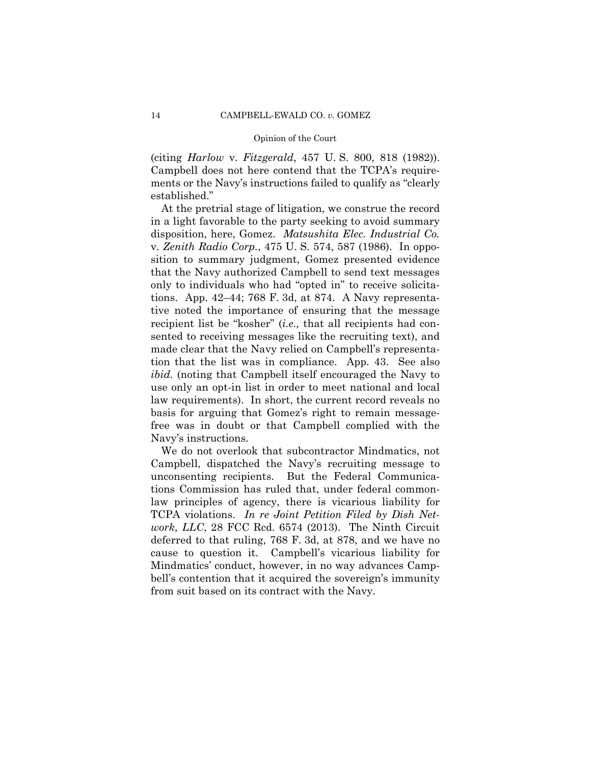(citing *Harlow* v. *Fitzgerald*, 457 U. S. 800, 818 (1982)). Campbell does not here contend that the TCPA's requirements or the Navy's instructions failed to qualify as "clearly established."

At the pretrial stage of litigation, we construe the record in a light favorable to the party seeking to avoid summary disposition, here, Gomez. *Matsushita Elec. Industrial Co.* v. *Zenith Radio Corp.*, 475 U. S. 574, 587 (1986). In opposition to summary judgment, Gomez presented evidence that the Navy authorized Campbell to send text messages only to individuals who had "opted in" to receive solicitations. App. 42–44; 768 F. 3d, at 874. A Navy representative noted the importance of ensuring that the message recipient list be "kosher" (*i.e.,* that all recipients had consented to receiving messages like the recruiting text), and made clear that the Navy relied on Campbell's representation that the list was in compliance. App. 43. See also *ibid.* (noting that Campbell itself encouraged the Navy to use only an opt-in list in order to meet national and local law requirements). In short, the current record reveals no basis for arguing that Gomez's right to remain message-free was in doubt or that Campbell complied with the Navy's instructions.

We do not overlook that subcontractor Mindmatics, not Campbell, dispatched the Navy's recruiting message to unconsenting recipients. But the Federal Communications Commission has ruled that, under federal common-law principles of agency, there is vicarious liability for TCPA violations. *In re Joint Petition Filed by Dish Network, LLC*, 28 FCC Rcd. 6574 (2013). The Ninth Circuit deferred to that ruling, 768 F. 3d, at 878, and we have no cause to question it. Campbell's vicarious liability for Mindmatics' conduct, however, in no way advances Campbell's contention that it acquired the sovereign's immunity from suit based on its contract with the Navy.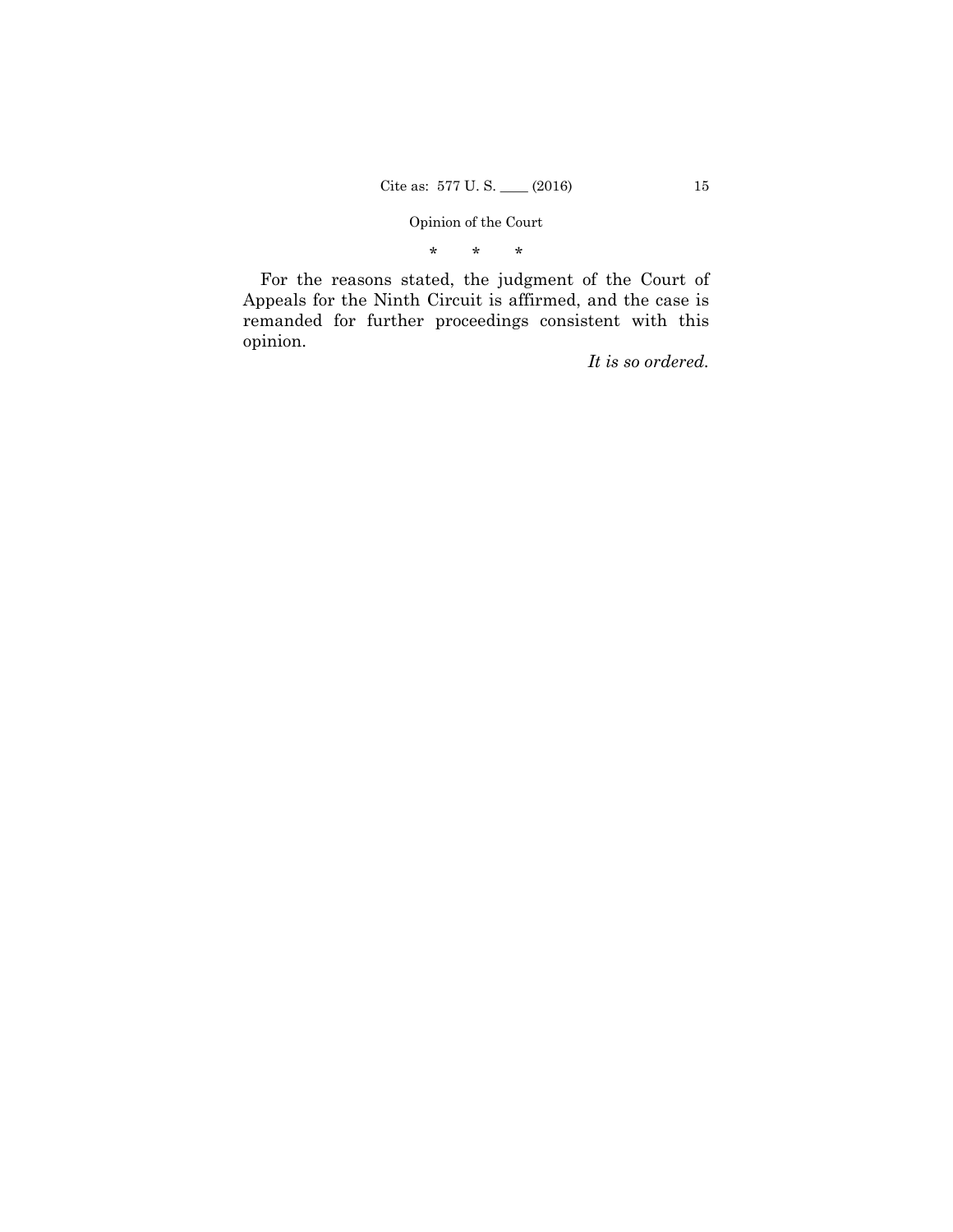\*   \*   \*

For the reasons stated, the judgment of the Court of Appeals for the Ninth Circuit is affirmed, and the case is remanded for further proceedings consistent with this opinion.

*It is so ordered.*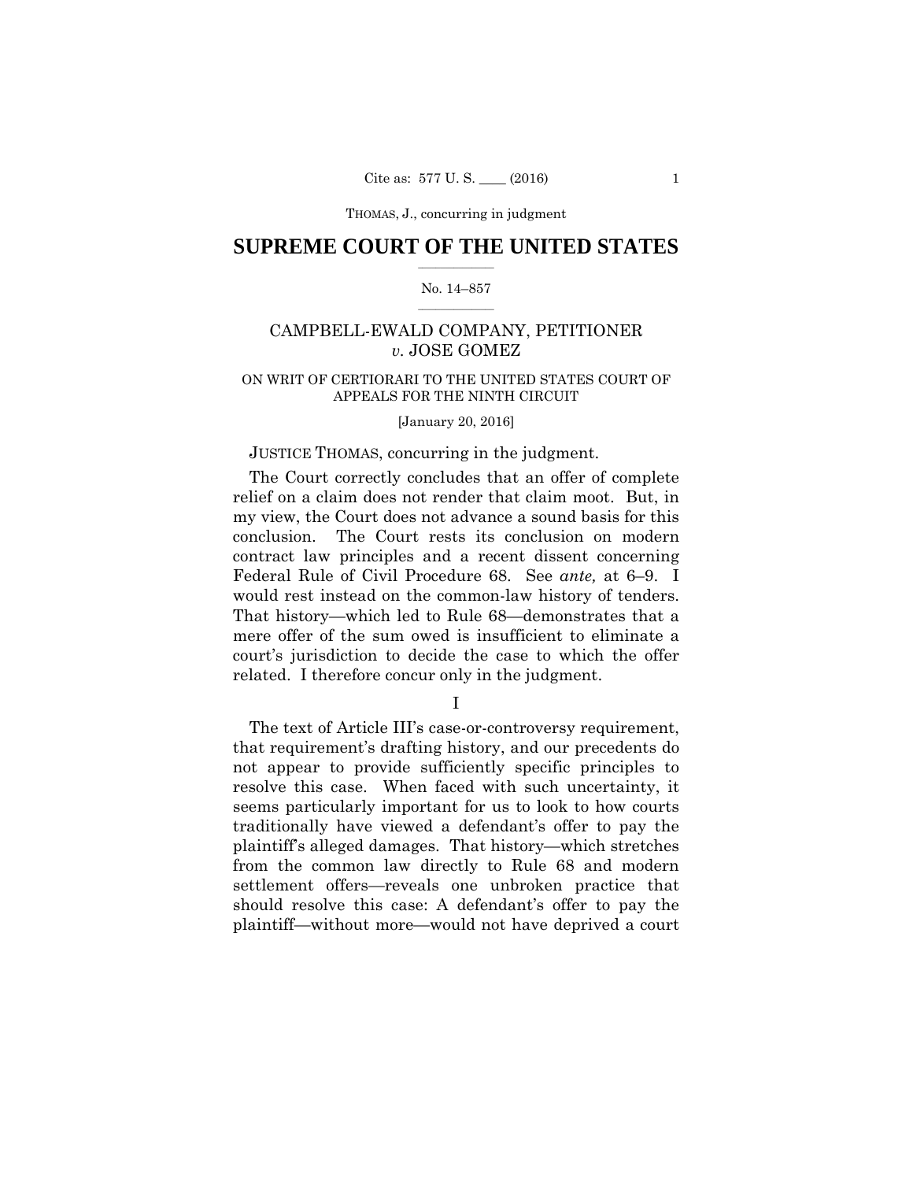**SUPREME COURT OF THE UNITED STATES**

No. 14–857

CAMPBELL-EWALD COMPANY, PETITIONER *v.* JOSE GOMEZ

ON WRIT OF CERTIORARI TO THE UNITED STATES COURT OF APPEALS FOR THE NINTH CIRCUIT

[January 20, 2016]

JUSTICE THOMAS, concurring in the judgment.

The Court correctly concludes that an offer of complete relief on a claim does not render that claim moot. But, in my view, the Court does not advance a sound basis for this conclusion. The Court rests its conclusion on modern contract law principles and a recent dissent concerning Federal Rule of Civil Procedure 68. See *ante,* at 6–9. I would rest instead on the common-law history of tenders. That history—which led to Rule 68—demonstrates that a mere offer of the sum owed is insufficient to eliminate a court's jurisdiction to decide the case to which the offer related. I therefore concur only in the judgment.

I

The text of Article III's case-or-controversy requirement, that requirement's drafting history, and our precedents do not appear to provide sufficiently specific principles to resolve this case. When faced with such uncertainty, it seems particularly important for us to look to how courts traditionally have viewed a defendant's offer to pay the plaintiff's alleged damages. That history—which stretches from the common law directly to Rule 68 and modern settlement offers—reveals one unbroken practice that should resolve this case: A defendant's offer to pay the plaintiff—without more—would not have deprived a court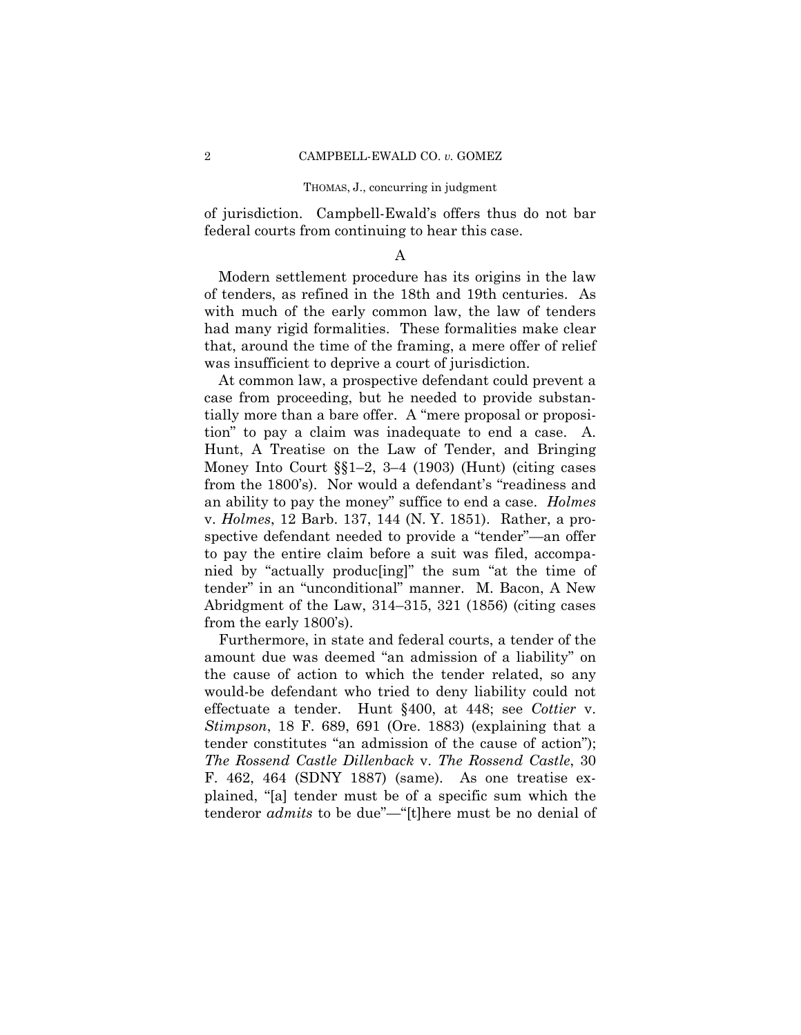of jurisdiction. Campbell-Ewald's offers thus do not bar federal courts from continuing to hear this case.

### A

Modern settlement procedure has its origins in the law of tenders, as refined in the 18th and 19th centuries. As with much of the early common law, the law of tenders had many rigid formalities. These formalities make clear that, around the time of the framing, a mere offer of relief was insufficient to deprive a court of jurisdiction.

At common law, a prospective defendant could prevent a case from proceeding, but he needed to provide substantially more than a bare offer. A "mere proposal or proposition" to pay a claim was inadequate to end a case. A. Hunt, A Treatise on the Law of Tender, and Bringing Money Into Court §§1–2, 3–4 (1903) (Hunt) (citing cases from the 1800's). Nor would a defendant's "readiness and an ability to pay the money" suffice to end a case. *Holmes* v. *Holmes*, 12 Barb. 137, 144 (N. Y. 1851). Rather, a prospective defendant needed to provide a "tender"—an offer to pay the entire claim before a suit was filed, accompanied by "actually produc[ing]" the sum "at the time of tender" in an "unconditional" manner. M. Bacon, A New Abridgment of the Law, 314–315, 321 (1856) (citing cases from the early 1800's).

Furthermore, in state and federal courts, a tender of the amount due was deemed "an admission of a liability" on the cause of action to which the tender related, so any would-be defendant who tried to deny liability could not effectuate a tender. Hunt §400, at 448; see *Cottier* v. *Stimpson*, 18 F. 689, 691 (Ore. 1883) (explaining that a tender constitutes "an admission of the cause of action"); *The Rossend Castle Dillenback* v. *The Rossend Castle*, 30 F. 462, 464 (SDNY 1887) (same). As one treatise explained, "[a] tender must be of a specific sum which the tenderor *admits* to be due"—"[t]here must be no denial of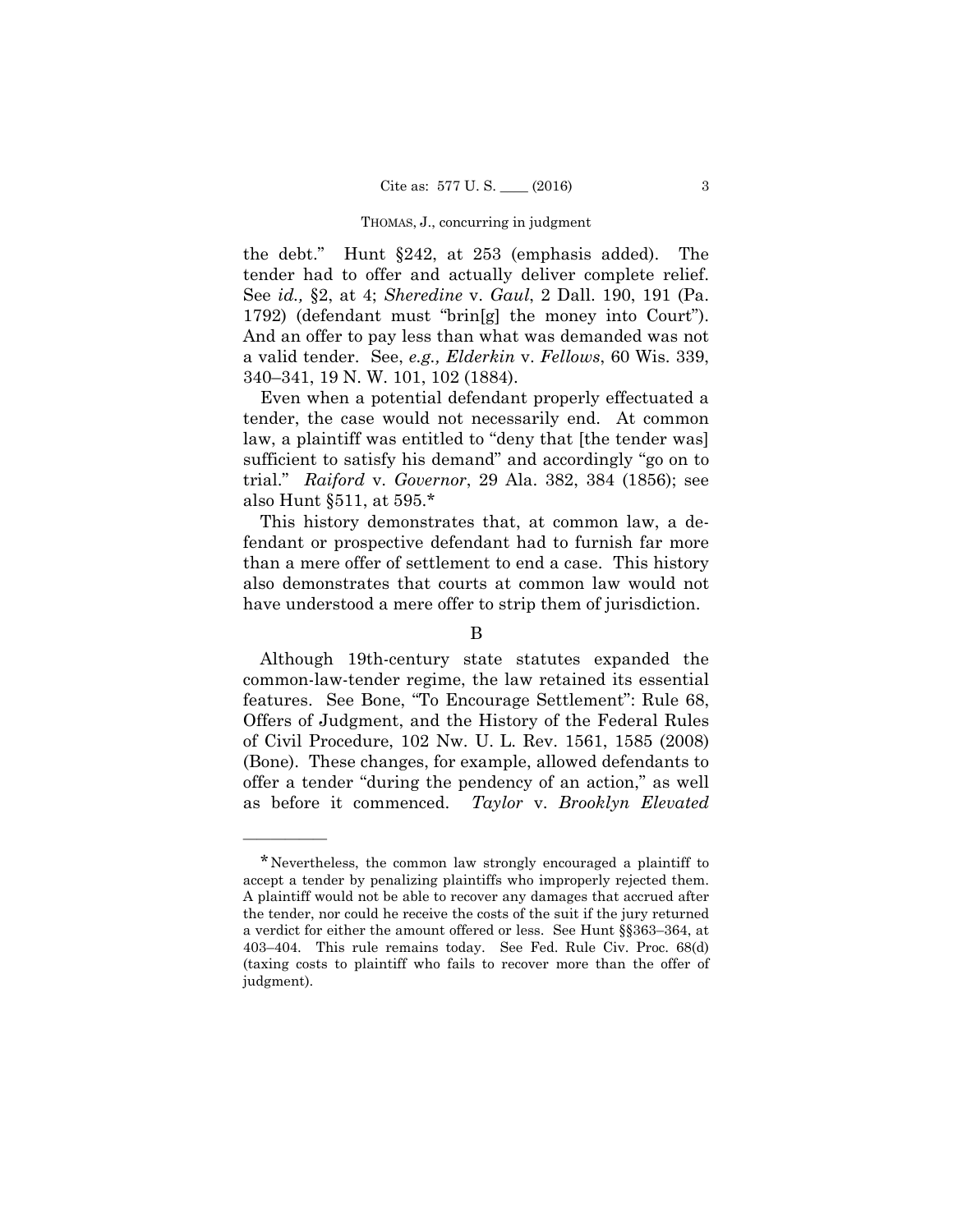the debt." Hunt §242, at 253 (emphasis added). The tender had to offer and actually deliver complete relief. See *id.,* §2, at 4; *Sheredine* v. *Gaul*, 2 Dall. 190, 191 (Pa. 1792) (defendant must "brin[g] the money into Court"). And an offer to pay less than what was demanded was not a valid tender. See, *e.g., Elderkin* v. *Fellows*, 60 Wis. 339, 340–341, 19 N. W. 101, 102 (1884).

Even when a potential defendant properly effectuated a tender, the case would not necessarily end. At common law, a plaintiff was entitled to "deny that [the tender was] sufficient to satisfy his demand" and accordingly "go on to trial." *Raiford* v. *Governor*, 29 Ala. 382, 384 (1856); see also Hunt §511, at 595.*

This history demonstrates that, at common law, a defendant or prospective defendant had to furnish far more than a mere offer of settlement to end a case. This history also demonstrates that courts at common law would not have understood a mere offer to strip them of jurisdiction.

B

Although 19th-century state statutes expanded the common-law-tender regime, the law retained its essential features. See Bone, "To Encourage Settlement": Rule 68, Offers of Judgment, and the History of the Federal Rules of Civil Procedure, 102 Nw. U. L. Rev. 1561, 1585 (2008) (Bone). These changes, for example, allowed defendants to offer a tender "during the pendency of an action," as well as before it commenced. *Taylor* v. *Brooklyn Elevated*

---

*Nevertheless, the common law strongly encouraged a plaintiff to accept a tender by penalizing plaintiffs who improperly rejected them. A plaintiff would not be able to recover any damages that accrued after the tender, nor could he receive the costs of the suit if the jury returned a verdict for either the amount offered or less. See Hunt §§363–364, at 403–404. This rule remains today. See Fed. Rule Civ. Proc. 68(d) (taxing costs to plaintiff who fails to recover more than the offer of judgment).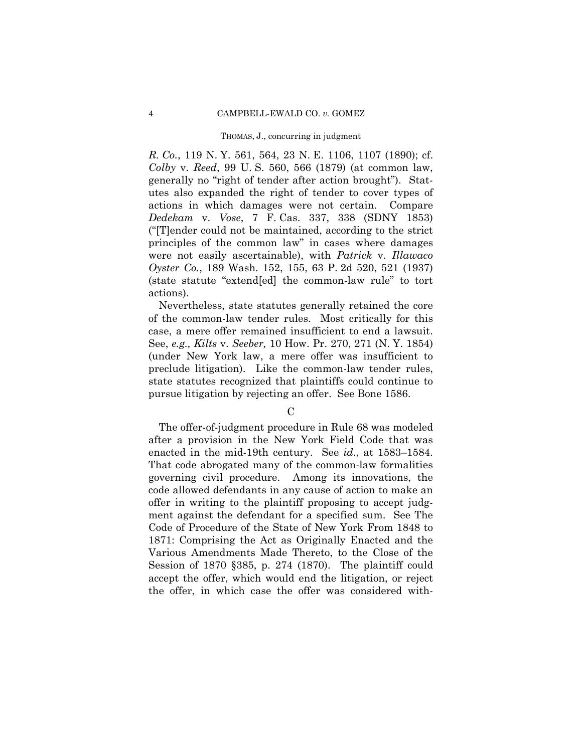*R. Co.*, 119 N. Y. 561, 564, 23 N. E. 1106, 1107 (1890); cf. *Colby* v. *Reed*, 99 U. S. 560, 566 (1879) (at common law, generally no "right of tender after action brought"). Statutes also expanded the right of tender to cover types of actions in which damages were not certain. Compare *Dedekam* v. *Vose*, 7 F. Cas. 337, 338 (SDNY 1853) ("[T]ender could not be maintained, according to the strict principles of the common law" in cases where damages were not easily ascertainable), with *Patrick* v. *Illawaco Oyster Co.*, 189 Wash. 152, 155, 63 P. 2d 520, 521 (1937) (state statute "extend[ed] the common-law rule" to tort actions).

Nevertheless, state statutes generally retained the core of the common-law tender rules. Most critically for this case, a mere offer remained insufficient to end a lawsuit. See, *e.g., Kilts* v. *Seeber,* 10 How. Pr. 270, 271 (N. Y. 1854) (under New York law, a mere offer was insufficient to preclude litigation). Like the common-law tender rules, state statutes recognized that plaintiffs could continue to pursue litigation by rejecting an offer. See Bone 1586.

C

The offer-of-judgment procedure in Rule 68 was modeled after a provision in the New York Field Code that was enacted in the mid-19th century. See *id.*, at 1583–1584. That code abrogated many of the common-law formalities governing civil procedure. Among its innovations, the code allowed defendants in any cause of action to make an offer in writing to the plaintiff proposing to accept judgment against the defendant for a specified sum. See The Code of Procedure of the State of New York From 1848 to 1871: Comprising the Act as Originally Enacted and the Various Amendments Made Thereto, to the Close of the Session of 1870 §385, p. 274 (1870). The plaintiff could accept the offer, which would end the litigation, or reject the offer, in which case the offer was considered with-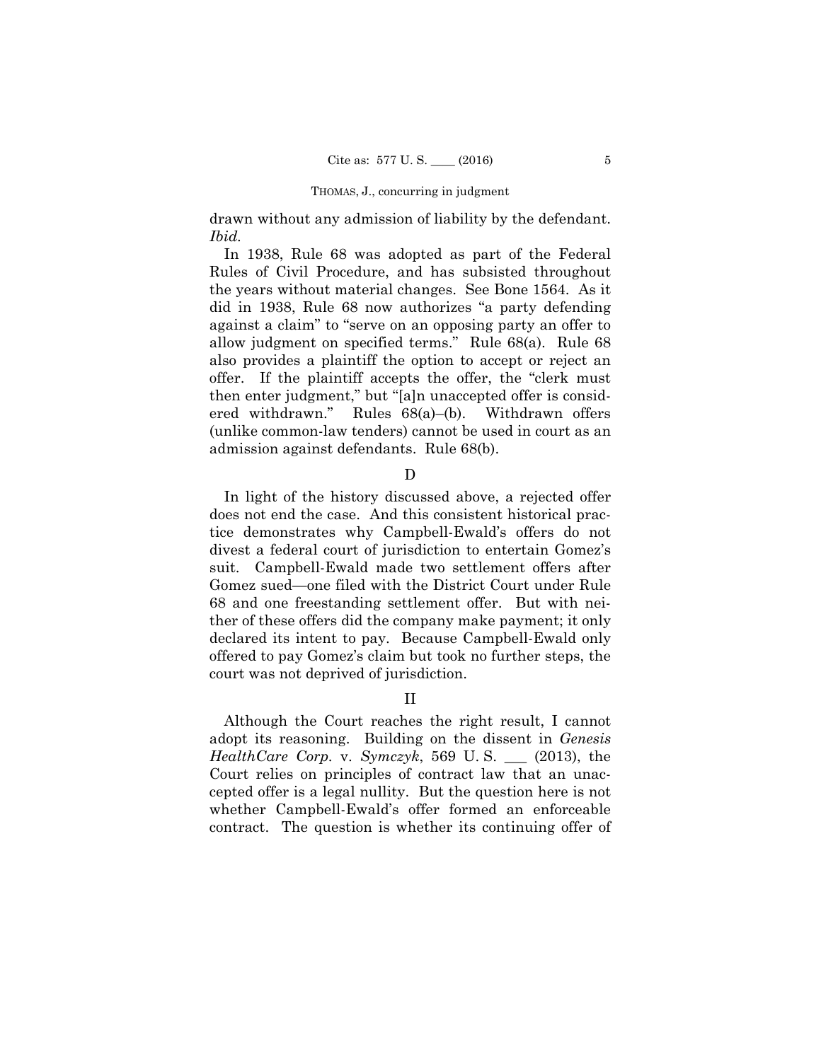drawn without any admission of liability by the defendant. *Ibid.*

In 1938, Rule 68 was adopted as part of the Federal Rules of Civil Procedure, and has subsisted throughout the years without material changes. See Bone 1564. As it did in 1938, Rule 68 now authorizes "a party defending against a claim" to "serve on an opposing party an offer to allow judgment on specified terms." Rule 68(a). Rule 68 also provides a plaintiff the option to accept or reject an offer. If the plaintiff accepts the offer, the "clerk must then enter judgment," but "[a]n unaccepted offer is considered withdrawn." Rules 68(a)–(b). Withdrawn offers (unlike common-law tenders) cannot be used in court as an admission against defendants. Rule 68(b).

D

In light of the history discussed above, a rejected offer does not end the case. And this consistent historical practice demonstrates why Campbell-Ewald's offers do not divest a federal court of jurisdiction to entertain Gomez's suit. Campbell-Ewald made two settlement offers after Gomez sued—one filed with the District Court under Rule 68 and one freestanding settlement offer. But with neither of these offers did the company make payment; it only declared its intent to pay. Because Campbell-Ewald only offered to pay Gomez's claim but took no further steps, the court was not deprived of jurisdiction.

II

Although the Court reaches the right result, I cannot adopt its reasoning. Building on the dissent in *Genesis HealthCare Corp.* v. *Symczyk*, 569 U. S. ___ (2013), the Court relies on principles of contract law that an unaccepted offer is a legal nullity. But the question here is not whether Campbell-Ewald's offer formed an enforceable contract. The question is whether its continuing offer of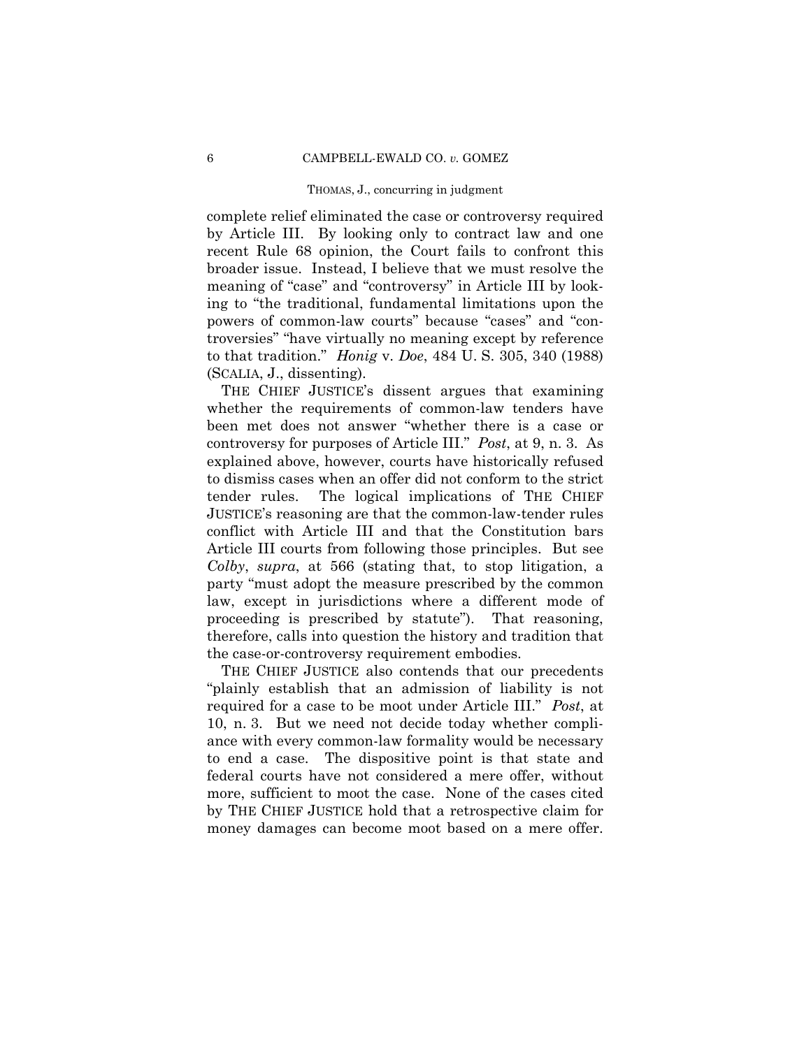complete relief eliminated the case or controversy required by Article III. By looking only to contract law and one recent Rule 68 opinion, the Court fails to confront this broader issue. Instead, I believe that we must resolve the meaning of "case" and "controversy" in Article III by looking to "the traditional, fundamental limitations upon the powers of common-law courts" because "cases" and "controversies" "have virtually no meaning except by reference to that tradition." *Honig* v. *Doe*, 484 U. S. 305, 340 (1988) (SCALIA, J., dissenting).

THE CHIEF JUSTICE's dissent argues that examining whether the requirements of common-law tenders have been met does not answer "whether there is a case or controversy for purposes of Article III." *Post*, at 9, n. 3. As explained above, however, courts have historically refused to dismiss cases when an offer did not conform to the strict tender rules. The logical implications of THE CHIEF JUSTICE's reasoning are that the common-law-tender rules conflict with Article III and that the Constitution bars Article III courts from following those principles. But see *Colby*, *supra*, at 566 (stating that, to stop litigation, a party "must adopt the measure prescribed by the common law, except in jurisdictions where a different mode of proceeding is prescribed by statute"). That reasoning, therefore, calls into question the history and tradition that the case-or-controversy requirement embodies.

THE CHIEF JUSTICE also contends that our precedents "plainly establish that an admission of liability is not required for a case to be moot under Article III." *Post*, at 10, n. 3. But we need not decide today whether compliance with every common-law formality would be necessary to end a case. The dispositive point is that state and federal courts have not considered a mere offer, without more, sufficient to moot the case. None of the cases cited by THE CHIEF JUSTICE hold that a retrospective claim for money damages can become moot based on a mere offer.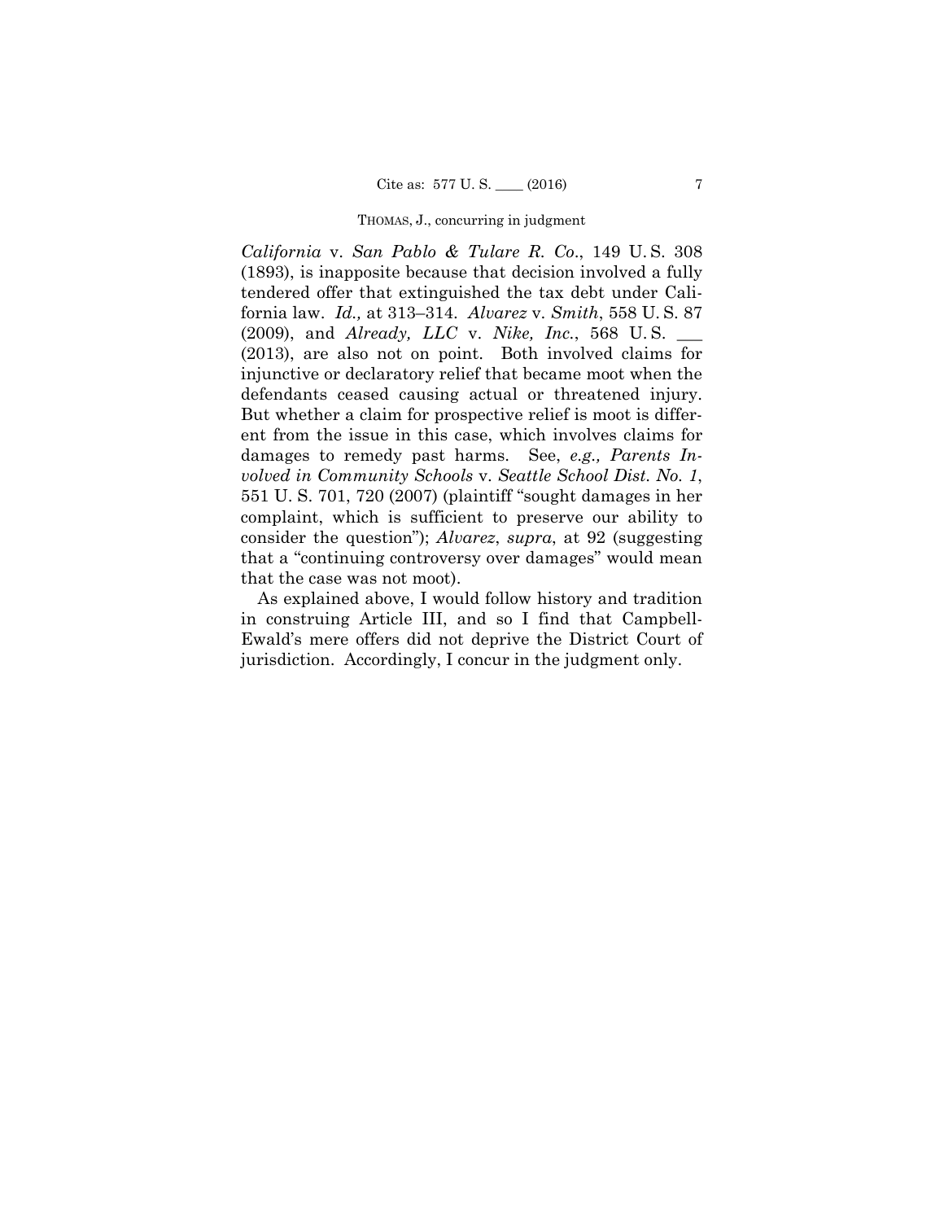*California* v. *San Pablo & Tulare R. Co*., 149 U. S. 308 (1893), is inapposite because that decision involved a fully tendered offer that extinguished the tax debt under California law. *Id.,* at 313–314. *Alvarez* v. *Smith*, 558 U. S. 87 (2009), and *Already, LLC* v. *Nike, Inc.*, 568 U. S. ___ (2013), are also not on point. Both involved claims for injunctive or declaratory relief that became moot when the defendants ceased causing actual or threatened injury. But whether a claim for prospective relief is moot is different from the issue in this case, which involves claims for damages to remedy past harms. See, *e.g., Parents Involved in Community Schools* v. *Seattle School Dist. No. 1*, 551 U. S. 701, 720 (2007) (plaintiff "sought damages in her complaint, which is sufficient to preserve our ability to consider the question"); *Alvarez*, *supra*, at 92 (suggesting that a "continuing controversy over damages" would mean that the case was not moot).

As explained above, I would follow history and tradition in construing Article III, and so I find that Campbell-Ewald's mere offers did not deprive the District Court of jurisdiction. Accordingly, I concur in the judgment only.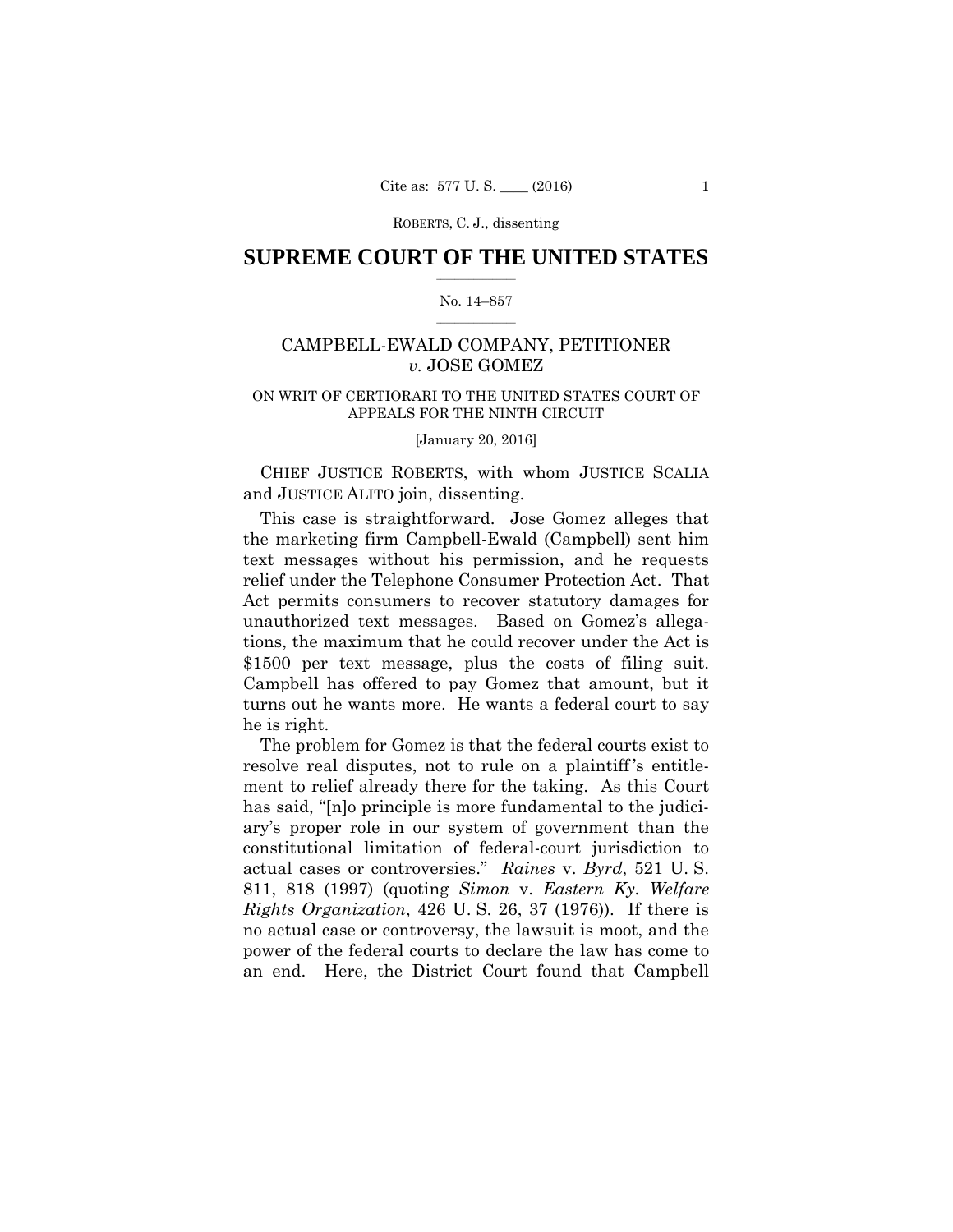## SUPREME COURT OF THE UNITED STATES

No. 14–857

CAMPBELL-EWALD COMPANY, PETITIONER *v.* JOSE GOMEZ

ON WRIT OF CERTIORARI TO THE UNITED STATES COURT OF APPEALS FOR THE NINTH CIRCUIT

[January 20, 2016]

CHIEF JUSTICE ROBERTS, with whom JUSTICE SCALIA and JUSTICE ALITO join, dissenting.

This case is straightforward. Jose Gomez alleges that the marketing firm Campbell-Ewald (Campbell) sent him text messages without his permission, and he requests relief under the Telephone Consumer Protection Act. That Act permits consumers to recover statutory damages for unauthorized text messages. Based on Gomez's allegations, the maximum that he could recover under the Act is $1500 per text message, plus the costs of filing suit. Campbell has offered to pay Gomez that amount, but it turns out he wants more. He wants a federal court to say he is right.

The problem for Gomez is that the federal courts exist to resolve real disputes, not to rule on a plaintiff's entitlement to relief already there for the taking. As this Court has said, "[n]o principle is more fundamental to the judiciary's proper role in our system of government than the constitutional limitation of federal-court jurisdiction to actual cases or controversies." *Raines* v. *Byrd*, 521 U. S. 811, 818 (1997) (quoting *Simon* v. *Eastern Ky. Welfare Rights Organization*, 426 U. S. 26, 37 (1976)). If there is no actual case or controversy, the lawsuit is moot, and the power of the federal courts to declare the law has come to an end. Here, the District Court found that Campbell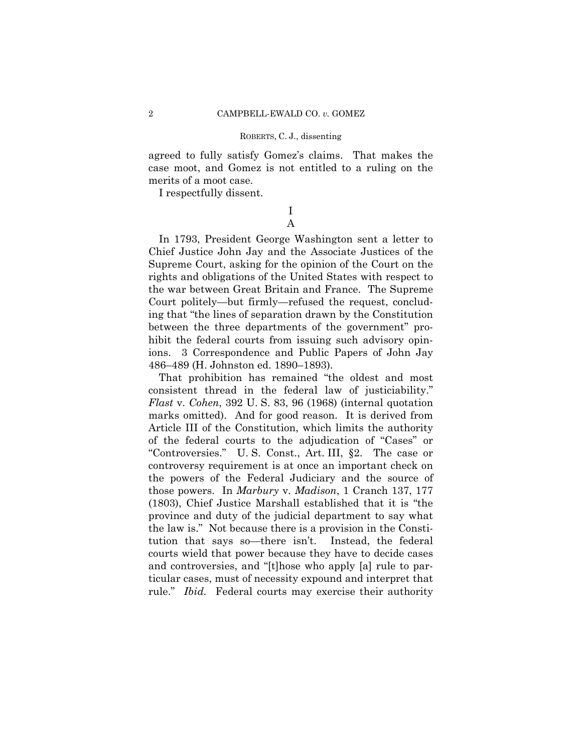agreed to fully satisfy Gomez's claims. That makes the case moot, and Gomez is not entitled to a ruling on the merits of a moot case.

I respectfully dissent.

## I

### A

In 1793, President George Washington sent a letter to Chief Justice John Jay and the Associate Justices of the Supreme Court, asking for the opinion of the Court on the rights and obligations of the United States with respect to the war between Great Britain and France. The Supreme Court politely—but firmly—refused the request, concluding that "the lines of separation drawn by the Constitution between the three departments of the government" prohibit the federal courts from issuing such advisory opinions. 3 Correspondence and Public Papers of John Jay 486–489 (H. Johnston ed. 1890–1893).

That prohibition has remained "the oldest and most consistent thread in the federal law of justiciability." *Flast* v. *Cohen*, 392 U. S. 83, 96 (1968) (internal quotation marks omitted). And for good reason. It is derived from Article III of the Constitution, which limits the authority of the federal courts to the adjudication of "Cases" or "Controversies." U. S. Const., Art. III, §2. The case or controversy requirement is at once an important check on the powers of the Federal Judiciary and the source of those powers. In *Marbury* v. *Madison*, 1 Cranch 137, 177 (1803), Chief Justice Marshall established that it is "the province and duty of the judicial department to say what the law is." Not because there is a provision in the Constitution that says so—there isn't. Instead, the federal courts wield that power because they have to decide cases and controversies, and "[t]hose who apply [a] rule to particular cases, must of necessity expound and interpret that rule." *Ibid.* Federal courts may exercise their authority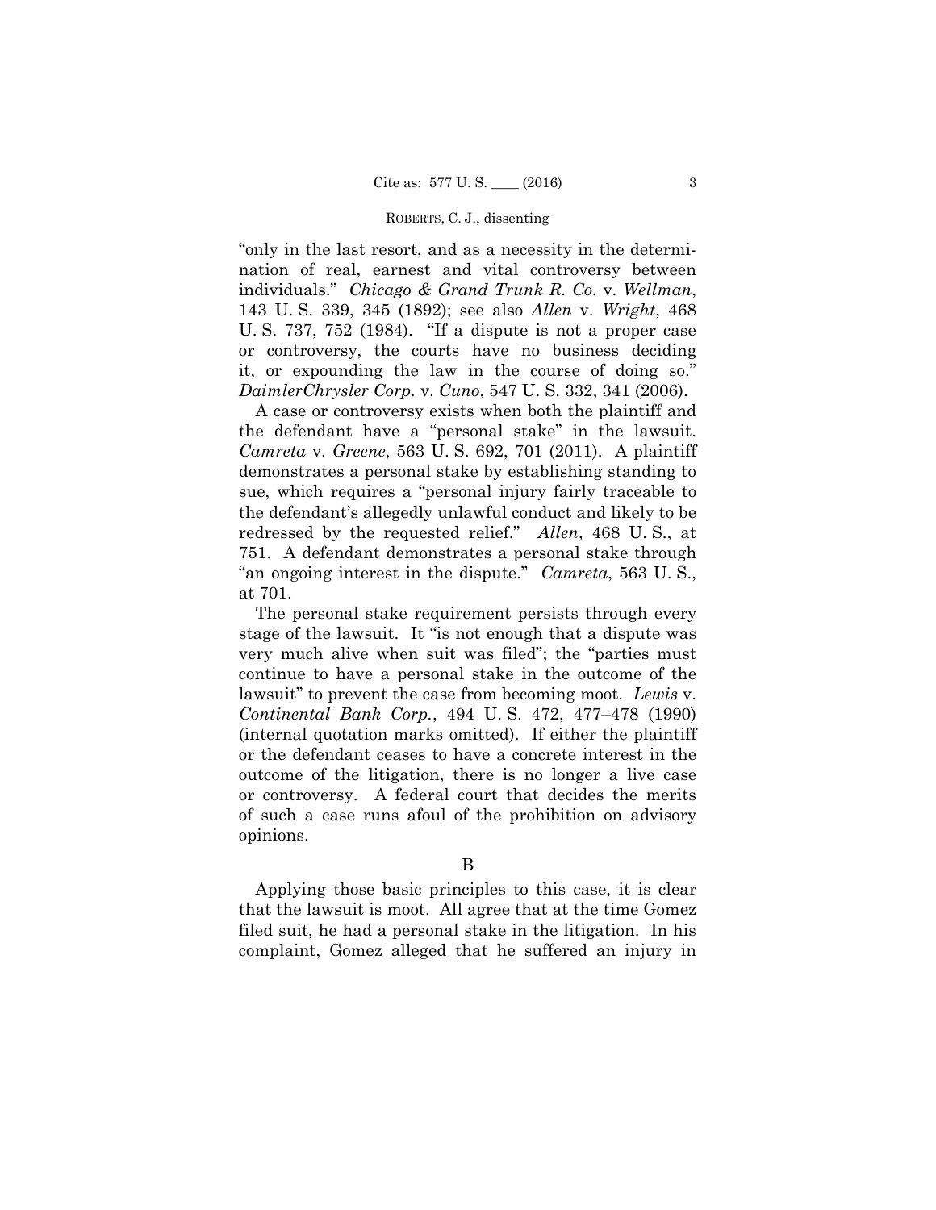"only in the last resort, and as a necessity in the determination of real, earnest and vital controversy between individuals." *Chicago & Grand Trunk R. Co.* v. *Wellman*, 143 U. S. 339, 345 (1892); see also *Allen* v. *Wright*, 468 U. S. 737, 752 (1984). "If a dispute is not a proper case or controversy, the courts have no business deciding it, or expounding the law in the course of doing so." *DaimlerChrysler Corp.* v. *Cuno*, 547 U. S. 332, 341 (2006).

A case or controversy exists when both the plaintiff and the defendant have a "personal stake" in the lawsuit. *Camreta* v. *Greene*, 563 U. S. 692, 701 (2011). A plaintiff demonstrates a personal stake by establishing standing to sue, which requires a "personal injury fairly traceable to the defendant's allegedly unlawful conduct and likely to be redressed by the requested relief." *Allen*, 468 U. S., at 751. A defendant demonstrates a personal stake through "an ongoing interest in the dispute." *Camreta*, 563 U. S., at 701.

The personal stake requirement persists through every stage of the lawsuit. It "is not enough that a dispute was very much alive when suit was filed"; the "parties must continue to have a personal stake in the outcome of the lawsuit" to prevent the case from becoming moot. *Lewis* v. *Continental Bank Corp.*, 494 U. S. 472, 477–478 (1990) (internal quotation marks omitted). If either the plaintiff or the defendant ceases to have a concrete interest in the outcome of the litigation, there is no longer a live case or controversy. A federal court that decides the merits of such a case runs afoul of the prohibition on advisory opinions.

B

Applying those basic principles to this case, it is clear that the lawsuit is moot. All agree that at the time Gomez filed suit, he had a personal stake in the litigation. In his complaint, Gomez alleged that he suffered an injury in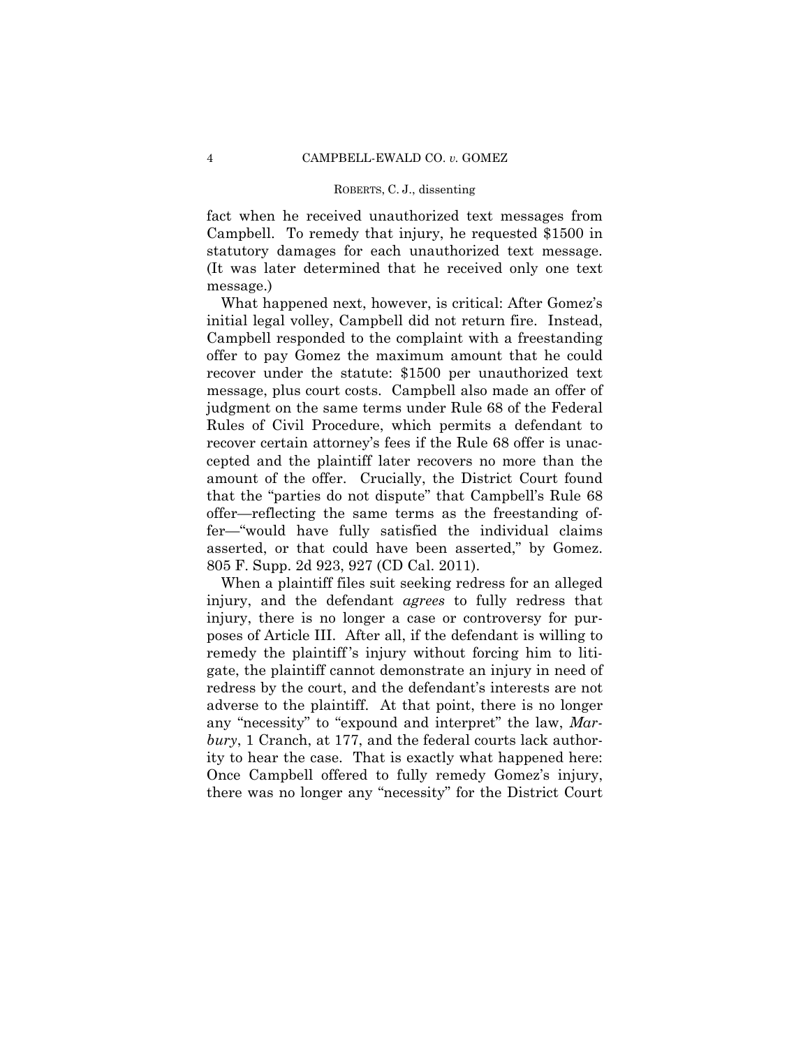fact when he received unauthorized text messages from Campbell. To remedy that injury, he requested $1500 in statutory damages for each unauthorized text message. (It was later determined that he received only one text message.)

What happened next, however, is critical: After Gomez's initial legal volley, Campbell did not return fire. Instead, Campbell responded to the complaint with a freestanding offer to pay Gomez the maximum amount that he could recover under the statute: $1500 per unauthorized text message, plus court costs. Campbell also made an offer of judgment on the same terms under Rule 68 of the Federal Rules of Civil Procedure, which permits a defendant to recover certain attorney's fees if the Rule 68 offer is unaccepted and the plaintiff later recovers no more than the amount of the offer. Crucially, the District Court found that the "parties do not dispute" that Campbell's Rule 68 offer—reflecting the same terms as the freestanding offer—"would have fully satisfied the individual claims asserted, or that could have been asserted," by Gomez. 805 F. Supp. 2d 923, 927 (CD Cal. 2011).

When a plaintiff files suit seeking redress for an alleged injury, and the defendant *agrees* to fully redress that injury, there is no longer a case or controversy for purposes of Article III. After all, if the defendant is willing to remedy the plaintiff's injury without forcing him to litigate, the plaintiff cannot demonstrate an injury in need of redress by the court, and the defendant's interests are not adverse to the plaintiff. At that point, there is no longer any "necessity" to "expound and interpret" the law, *Marbury*, 1 Cranch, at 177, and the federal courts lack authority to hear the case. That is exactly what happened here: Once Campbell offered to fully remedy Gomez's injury, there was no longer any "necessity" for the District Court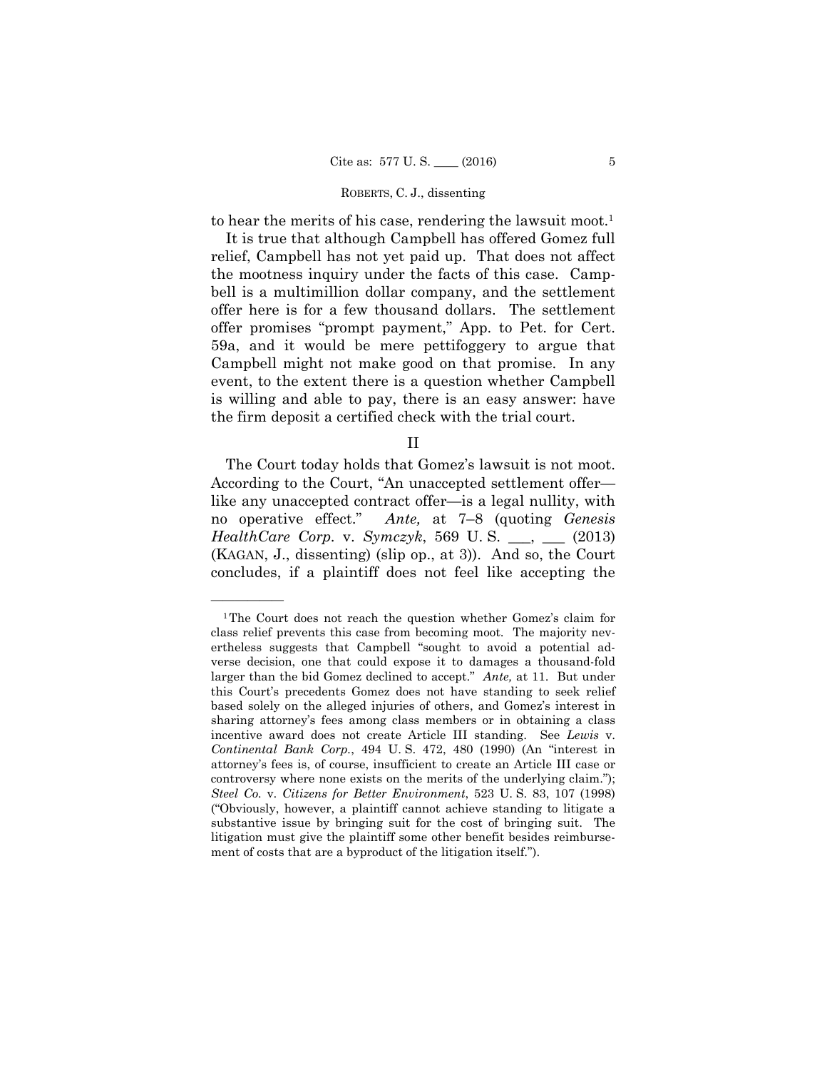to hear the merits of his case, rendering the lawsuit moot.[1]

It is true that although Campbell has offered Gomez full relief, Campbell has not yet paid up. That does not affect the mootness inquiry under the facts of this case. Campbell is a multimillion dollar company, and the settlement offer here is for a few thousand dollars. The settlement offer promises "prompt payment," App. to Pet. for Cert. 59a, and it would be mere pettifoggery to argue that Campbell might not make good on that promise. In any event, to the extent there is a question whether Campbell is willing and able to pay, there is an easy answer: have the firm deposit a certified check with the trial court.

## II

The Court today holds that Gomez's lawsuit is not moot. According to the Court, "An unaccepted settlement offer—like any unaccepted contract offer—is a legal nullity, with no operative effect." *Ante,* at 7–8 (quoting *Genesis HealthCare Corp.* v. *Symczyk*, 569 U. S. ___, ___ (2013) (KAGAN, J., dissenting) (slip op., at 3)). And so, the Court concludes, if a plaintiff does not feel like accepting the

---

[1] The Court does not reach the question whether Gomez's claim for class relief prevents this case from becoming moot. The majority nevertheless suggests that Campbell "sought to avoid a potential adverse decision, one that could expose it to damages a thousand-fold larger than the bid Gomez declined to accept." *Ante,* at 11. But under this Court's precedents Gomez does not have standing to seek relief based solely on the alleged injuries of others, and Gomez's interest in sharing attorney's fees among class members or in obtaining a class incentive award does not create Article III standing. See *Lewis* v. *Continental Bank Corp.*, 494 U. S. 472, 480 (1990) (An "interest in attorney's fees is, of course, insufficient to create an Article III case or controversy where none exists on the merits of the underlying claim."); *Steel Co.* v. *Citizens for Better Environment*, 523 U. S. 83, 107 (1998) ("Obviously, however, a plaintiff cannot achieve standing to litigate a substantive issue by bringing suit for the cost of bringing suit. The litigation must give the plaintiff some other benefit besides reimbursement of costs that are a byproduct of the litigation itself.").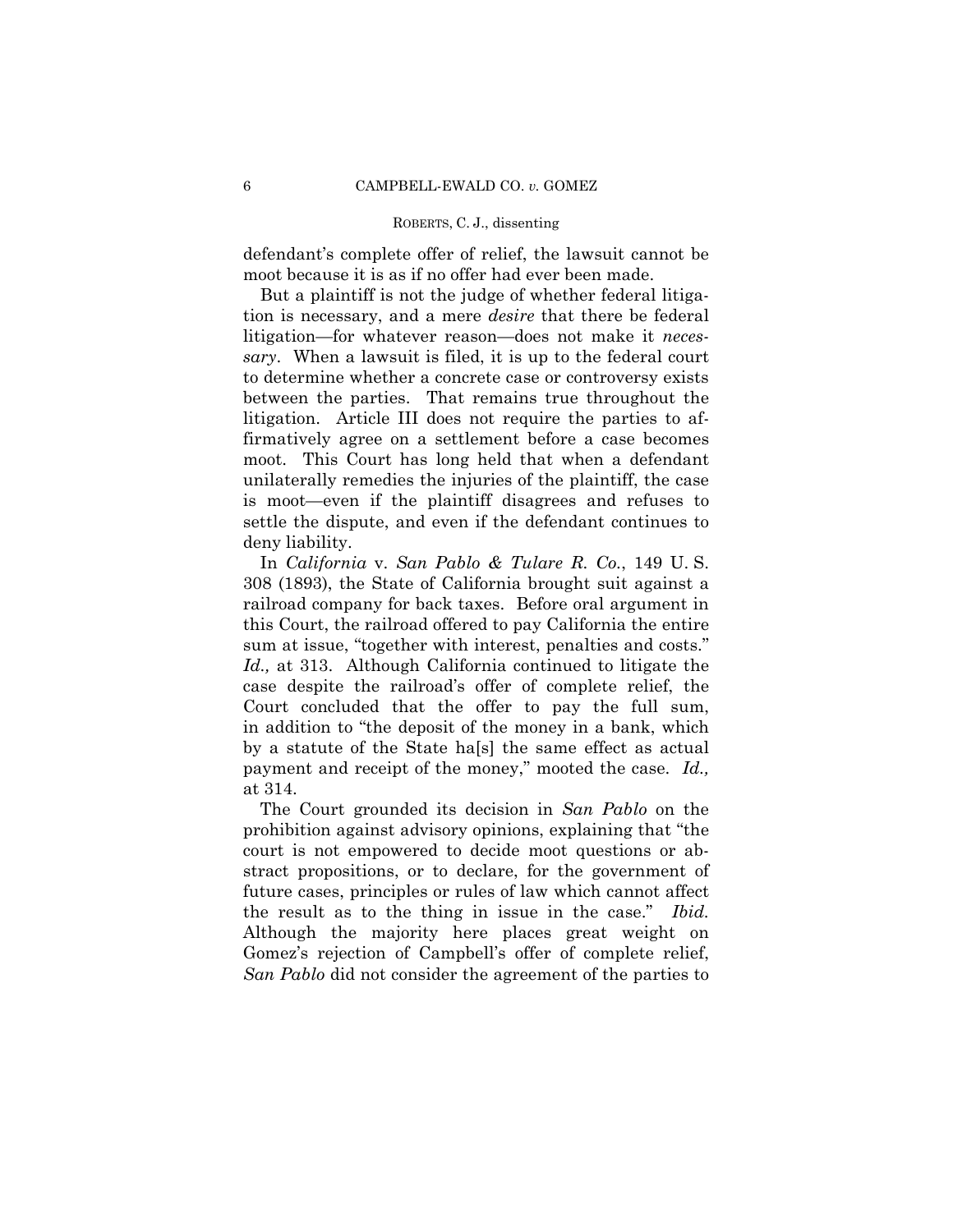defendant's complete offer of relief, the lawsuit cannot be moot because it is as if no offer had ever been made.

But a plaintiff is not the judge of whether federal litigation is necessary, and a mere *desire* that there be federal litigation—for whatever reason—does not make it *necessary*. When a lawsuit is filed, it is up to the federal court to determine whether a concrete case or controversy exists between the parties. That remains true throughout the litigation. Article III does not require the parties to affirmatively agree on a settlement before a case becomes moot. This Court has long held that when a defendant unilaterally remedies the injuries of the plaintiff, the case is moot—even if the plaintiff disagrees and refuses to settle the dispute, and even if the defendant continues to deny liability.

In *California* v. *San Pablo & Tulare R. Co.*, 149 U. S. 308 (1893), the State of California brought suit against a railroad company for back taxes. Before oral argument in this Court, the railroad offered to pay California the entire sum at issue, "together with interest, penalties and costs." *Id.,* at 313. Although California continued to litigate the case despite the railroad's offer of complete relief, the Court concluded that the offer to pay the full sum, in addition to "the deposit of the money in a bank, which by a statute of the State ha[s] the same effect as actual payment and receipt of the money," mooted the case. *Id.,* at 314.

The Court grounded its decision in *San Pablo* on the prohibition against advisory opinions, explaining that "the court is not empowered to decide moot questions or abstract propositions, or to declare, for the government of future cases, principles or rules of law which cannot affect the result as to the thing in issue in the case." *Ibid.* Although the majority here places great weight on Gomez's rejection of Campbell's offer of complete relief, *San Pablo* did not consider the agreement of the parties to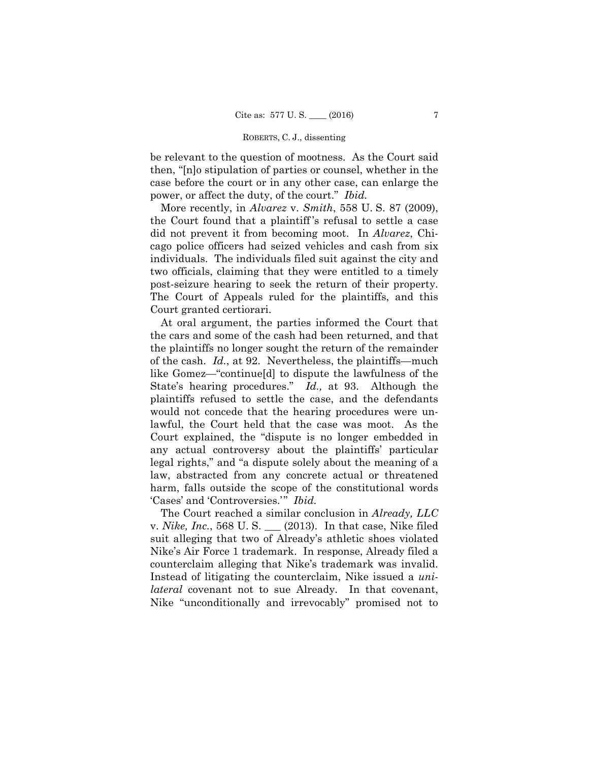be relevant to the question of mootness. As the Court said then, "[n]o stipulation of parties or counsel, whether in the case before the court or in any other case, can enlarge the power, or affect the duty, of the court." *Ibid.*

More recently, in *Alvarez* v. *Smith*, 558 U. S. 87 (2009), the Court found that a plaintiff's refusal to settle a case did not prevent it from becoming moot. In *Alvarez*, Chicago police officers had seized vehicles and cash from six individuals. The individuals filed suit against the city and two officials, claiming that they were entitled to a timely post-seizure hearing to seek the return of their property. The Court of Appeals ruled for the plaintiffs, and this Court granted certiorari.

At oral argument, the parties informed the Court that the cars and some of the cash had been returned, and that the plaintiffs no longer sought the return of the remainder of the cash. *Id.*, at 92. Nevertheless, the plaintiffs—much like Gomez—"continue[d] to dispute the lawfulness of the State's hearing procedures." *Id.,* at 93. Although the plaintiffs refused to settle the case, and the defendants would not concede that the hearing procedures were unlawful, the Court held that the case was moot. As the Court explained, the "dispute is no longer embedded in any actual controversy about the plaintiffs' particular legal rights," and "a dispute solely about the meaning of a law, abstracted from any concrete actual or threatened harm, falls outside the scope of the constitutional words 'Cases' and 'Controversies.'" *Ibid.*

The Court reached a similar conclusion in *Already, LLC* v. *Nike, Inc.*, 568 U. S. ___ (2013). In that case, Nike filed suit alleging that two of Already's athletic shoes violated Nike's Air Force 1 trademark. In response, Already filed a counterclaim alleging that Nike's trademark was invalid. Instead of litigating the counterclaim, Nike issued a *unilateral* covenant not to sue Already. In that covenant, Nike "unconditionally and irrevocably" promised not to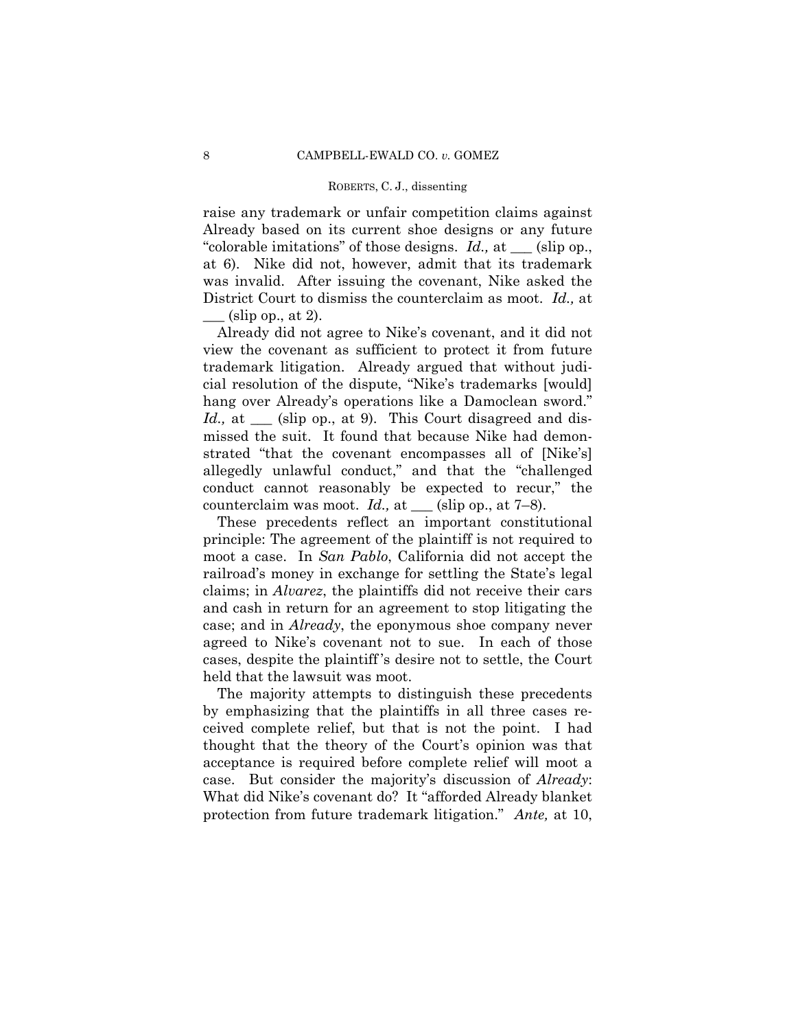raise any trademark or unfair competition claims against Already based on its current shoe designs or any future "colorable imitations" of those designs. *Id.,* at ___ (slip op., at 6). Nike did not, however, admit that its trademark was invalid. After issuing the covenant, Nike asked the District Court to dismiss the counterclaim as moot. *Id.,* at ___ (slip op., at 2).

Already did not agree to Nike's covenant, and it did not view the covenant as sufficient to protect it from future trademark litigation. Already argued that without judicial resolution of the dispute, "Nike's trademarks [would] hang over Already's operations like a Damoclean sword." *Id.,* at ___ (slip op., at 9). This Court disagreed and dismissed the suit. It found that because Nike had demonstrated "that the covenant encompasses all of [Nike's] allegedly unlawful conduct," and that the "challenged conduct cannot reasonably be expected to recur," the counterclaim was moot. *Id.,* at ___ (slip op., at 7–8).

These precedents reflect an important constitutional principle: The agreement of the plaintiff is not required to moot a case. In *San Pablo*, California did not accept the railroad's money in exchange for settling the State's legal claims; in *Alvarez*, the plaintiffs did not receive their cars and cash in return for an agreement to stop litigating the case; and in *Already*, the eponymous shoe company never agreed to Nike's covenant not to sue. In each of those cases, despite the plaintiff's desire not to settle, the Court held that the lawsuit was moot.

The majority attempts to distinguish these precedents by emphasizing that the plaintiffs in all three cases received complete relief, but that is not the point. I had thought that the theory of the Court's opinion was that acceptance is required before complete relief will moot a case. But consider the majority's discussion of *Already*: What did Nike's covenant do? It "afforded Already blanket protection from future trademark litigation." *Ante,* at 10,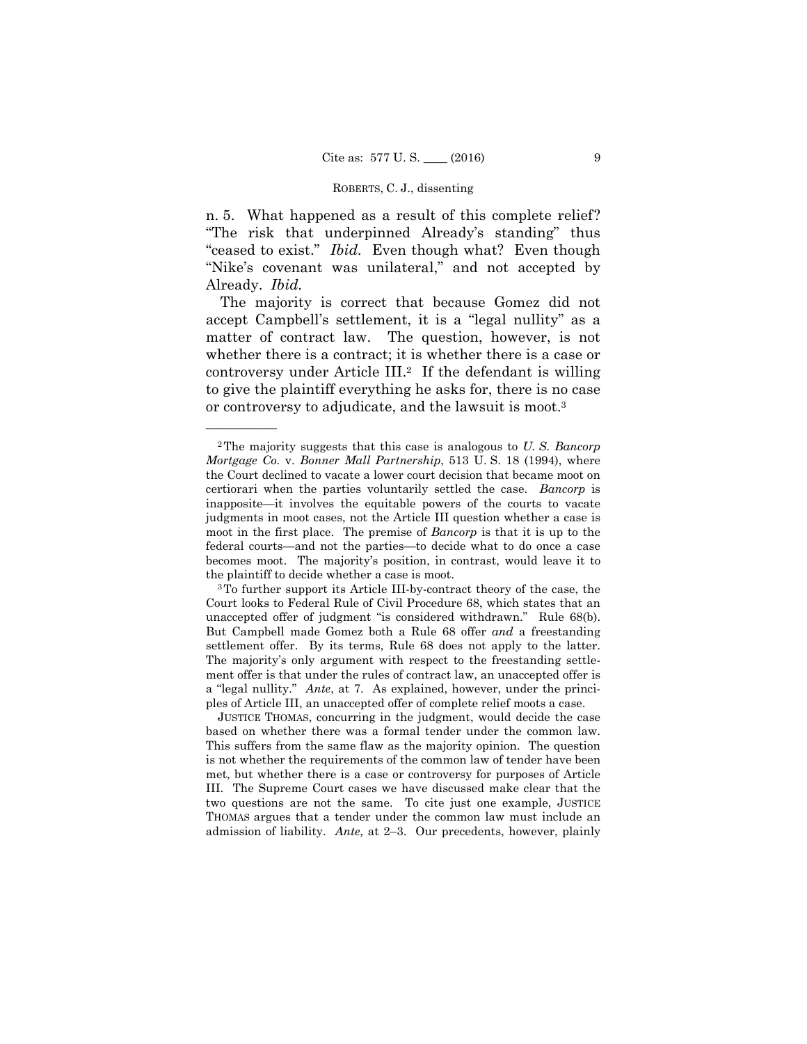n. 5. What happened as a result of this complete relief? "The risk that underpinned Already's standing" thus "ceased to exist." *Ibid.* Even though what? Even though "Nike's covenant was unilateral," and not accepted by Already. *Ibid.*

The majority is correct that because Gomez did not accept Campbell's settlement, it is a "legal nullity" as a matter of contract law. The question, however, is not whether there is a contract; it is whether there is a case or controversy under Article III.[2] If the defendant is willing to give the plaintiff everything he asks for, there is no case or controversy to adjudicate, and the lawsuit is moot.[3]

---

[2] The majority suggests that this case is analogous to *U. S. Bancorp Mortgage Co.* v. *Bonner Mall Partnership*, 513 U. S. 18 (1994), where the Court declined to vacate a lower court decision that became moot on certiorari when the parties voluntarily settled the case. *Bancorp* is inapposite—it involves the equitable powers of the courts to vacate judgments in moot cases, not the Article III question whether a case is moot in the first place. The premise of *Bancorp* is that it is up to the federal courts—and not the parties—to decide what to do once a case becomes moot. The majority's position, in contrast, would leave it to the plaintiff to decide whether a case is moot.

[3] To further support its Article III-by-contract theory of the case, the Court looks to Federal Rule of Civil Procedure 68, which states that an unaccepted offer of judgment "is considered withdrawn." Rule 68(b). But Campbell made Gomez both a Rule 68 offer *and* a freestanding settlement offer. By its terms, Rule 68 does not apply to the latter. The majority's only argument with respect to the freestanding settlement offer is that under the rules of contract law, an unaccepted offer is a "legal nullity." *Ante*, at 7. As explained, however, under the principles of Article III, an unaccepted offer of complete relief moots a case.

JUSTICE THOMAS, concurring in the judgment, would decide the case based on whether there was a formal tender under the common law. This suffers from the same flaw as the majority opinion. The question is not whether the requirements of the common law of tender have been met, but whether there is a case or controversy for purposes of Article III. The Supreme Court cases we have discussed make clear that the two questions are not the same. To cite just one example, JUSTICE THOMAS argues that a tender under the common law must include an admission of liability. *Ante,* at 2–3. Our precedents, however, plainly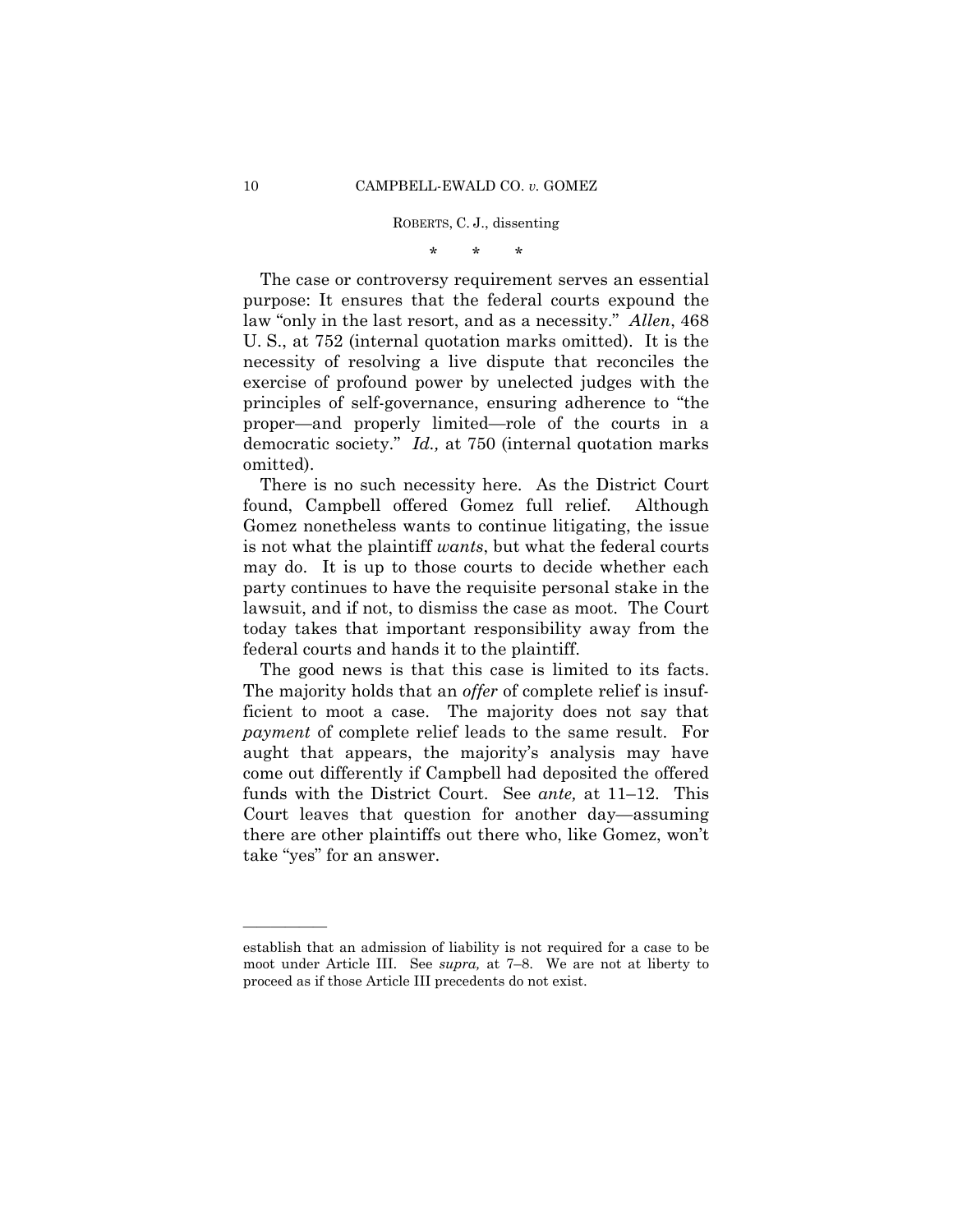\*   \*   \*

The case or controversy requirement serves an essential purpose: It ensures that the federal courts expound the law "only in the last resort, and as a necessity." *Allen*, 468 U. S., at 752 (internal quotation marks omitted). It is the necessity of resolving a live dispute that reconciles the exercise of profound power by unelected judges with the principles of self-governance, ensuring adherence to "the proper—and properly limited—role of the courts in a democratic society." *Id.,* at 750 (internal quotation marks omitted).

There is no such necessity here. As the District Court found, Campbell offered Gomez full relief. Although Gomez nonetheless wants to continue litigating, the issue is not what the plaintiff *wants*, but what the federal courts may do. It is up to those courts to decide whether each party continues to have the requisite personal stake in the lawsuit, and if not, to dismiss the case as moot. The Court today takes that important responsibility away from the federal courts and hands it to the plaintiff.

The good news is that this case is limited to its facts. The majority holds that an *offer* of complete relief is insufficient to moot a case. The majority does not say that *payment* of complete relief leads to the same result. For aught that appears, the majority's analysis may have come out differently if Campbell had deposited the offered funds with the District Court. See *ante,* at 11–12. This Court leaves that question for another day—assuming there are other plaintiffs out there who, like Gomez, won't take "yes" for an answer.

---

establish that an admission of liability is not required for a case to be moot under Article III. See *supra,* at 7–8. We are not at liberty to proceed as if those Article III precedents do not exist.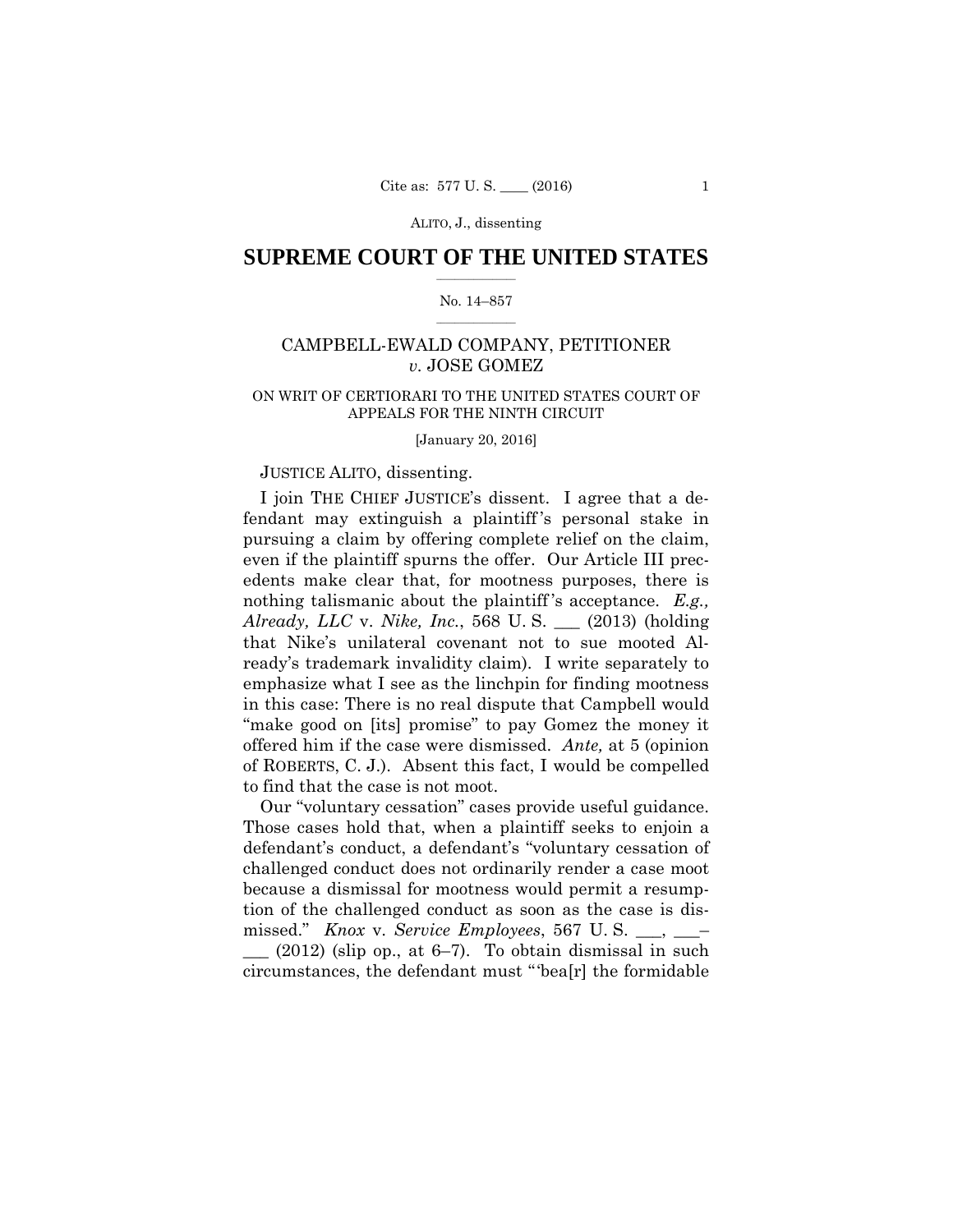ALITO, J., dissenting

# SUPREME COURT OF THE UNITED STATES

No. 14–857

## CAMPBELL-EWALD COMPANY, PETITIONER *v.* JOSE GOMEZ

ON WRIT OF CERTIORARI TO THE UNITED STATES COURT OF APPEALS FOR THE NINTH CIRCUIT

[January 20, 2016]

JUSTICE ALITO, dissenting.

I join THE CHIEF JUSTICE's dissent. I agree that a defendant may extinguish a plaintiff's personal stake in pursuing a claim by offering complete relief on the claim, even if the plaintiff spurns the offer. Our Article III precedents make clear that, for mootness purposes, there is nothing talismanic about the plaintiff's acceptance. *E.g., Already, LLC* v. *Nike, Inc.*, 568 U. S. ___ (2013) (holding that Nike's unilateral covenant not to sue mooted Already's trademark invalidity claim). I write separately to emphasize what I see as the linchpin for finding mootness in this case: There is no real dispute that Campbell would "make good on [its] promise" to pay Gomez the money it offered him if the case were dismissed. *Ante,* at 5 (opinion of ROBERTS, C. J.). Absent this fact, I would be compelled to find that the case is not moot.

Our "voluntary cessation" cases provide useful guidance. Those cases hold that, when a plaintiff seeks to enjoin a defendant's conduct, a defendant's "voluntary cessation of challenged conduct does not ordinarily render a case moot because a dismissal for mootness would permit a resumption of the challenged conduct as soon as the case is dismissed." *Knox* v. *Service Employees*, 567 U. S. ___, ___–___ (2012) (slip op., at 6–7). To obtain dismissal in such circumstances, the defendant must "'bea[r] the formidable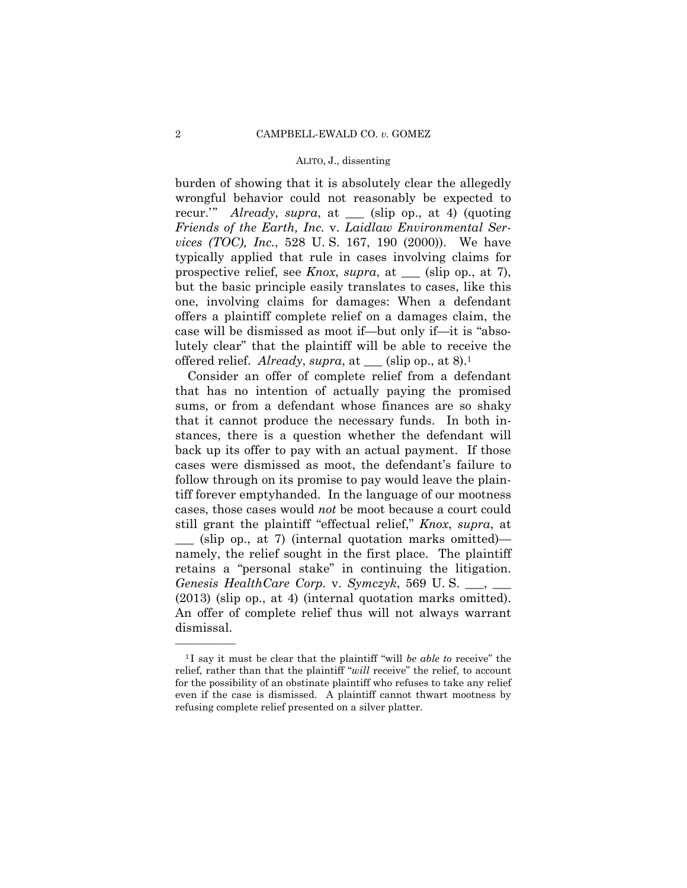burden of showing that it is absolutely clear the allegedly wrongful behavior could not reasonably be expected to recur.'" *Already*, *supra*, at ___ (slip op., at 4) (quoting *Friends of the Earth, Inc.* v. *Laidlaw Environmental Services (TOC), Inc.*, 528 U. S. 167, 190 (2000)). We have typically applied that rule in cases involving claims for prospective relief, see *Knox*, *supra*, at ___ (slip op., at 7), but the basic principle easily translates to cases, like this one, involving claims for damages: When a defendant offers a plaintiff complete relief on a damages claim, the case will be dismissed as moot if—but only if—it is "absolutely clear" that the plaintiff will be able to receive the offered relief. *Already*, *supra*, at ___ (slip op., at 8).[1]

Consider an offer of complete relief from a defendant that has no intention of actually paying the promised sums, or from a defendant whose finances are so shaky that it cannot produce the necessary funds. In both instances, there is a question whether the defendant will back up its offer to pay with an actual payment. If those cases were dismissed as moot, the defendant's failure to follow through on its promise to pay would leave the plaintiff forever emptyhanded. In the language of our mootness cases, those cases would *not* be moot because a court could still grant the plaintiff "effectual relief," *Knox*, *supra*, at ___ (slip op., at 7) (internal quotation marks omitted)—namely, the relief sought in the first place. The plaintiff retains a "personal stake" in continuing the litigation. *Genesis HealthCare Corp.* v. *Symczyk*, 569 U. S. ___, ___ (2013) (slip op., at 4) (internal quotation marks omitted). An offer of complete relief thus will not always warrant dismissal.

---

[1] I say it must be clear that the plaintiff "will *be able to* receive" the relief, rather than that the plaintiff "*will* receive" the relief, to account for the possibility of an obstinate plaintiff who refuses to take any relief even if the case is dismissed. A plaintiff cannot thwart mootness by refusing complete relief presented on a silver platter.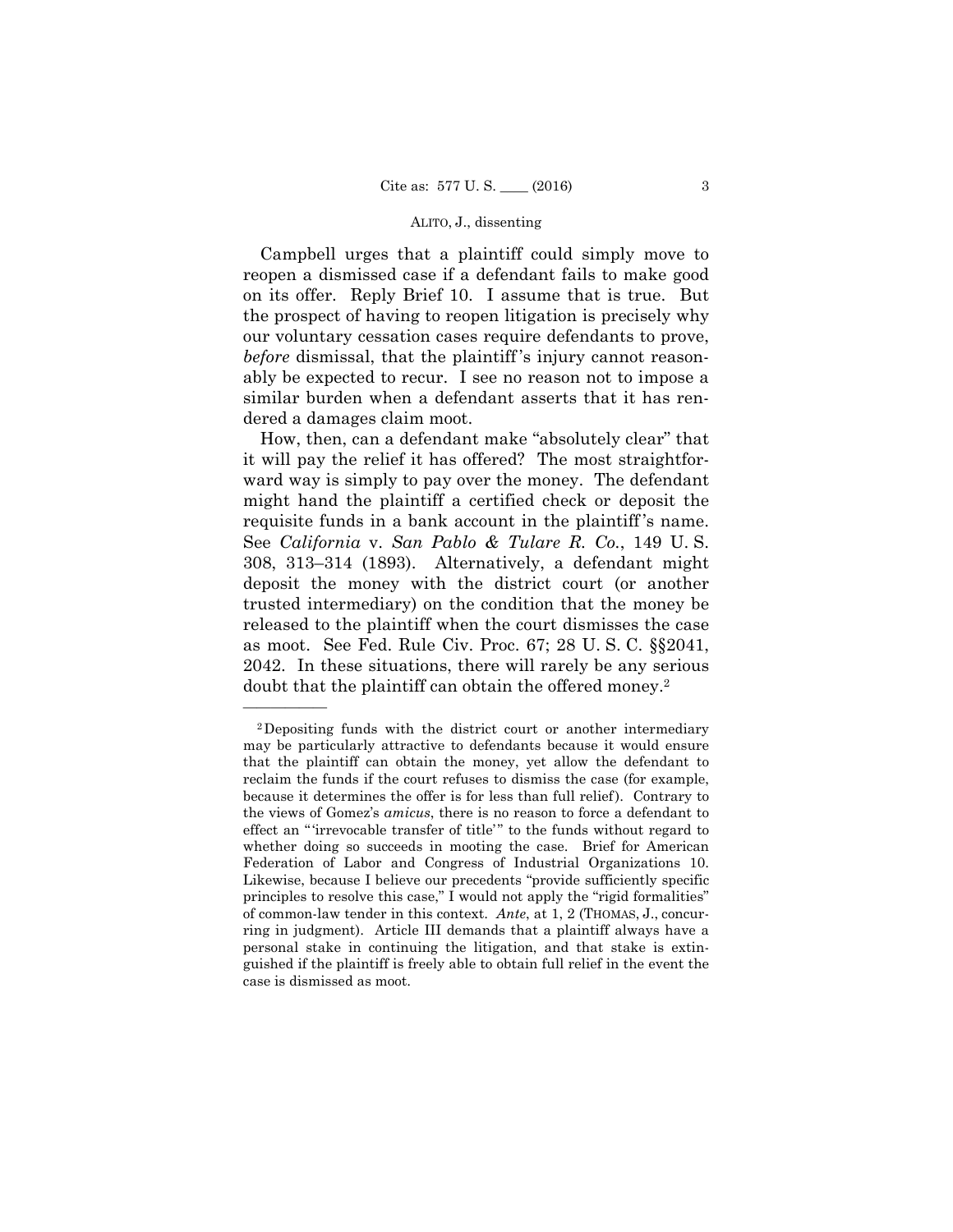Campbell urges that a plaintiff could simply move to reopen a dismissed case if a defendant fails to make good on its offer. Reply Brief 10. I assume that is true. But the prospect of having to reopen litigation is precisely why our voluntary cessation cases require defendants to prove, *before* dismissal, that the plaintiff's injury cannot reasonably be expected to recur. I see no reason not to impose a similar burden when a defendant asserts that it has rendered a damages claim moot.

How, then, can a defendant make "absolutely clear" that it will pay the relief it has offered? The most straightforward way is simply to pay over the money. The defendant might hand the plaintiff a certified check or deposit the requisite funds in a bank account in the plaintiff's name. See *California* v. *San Pablo & Tulare R. Co.*, 149 U. S. 308, 313–314 (1893). Alternatively, a defendant might deposit the money with the district court (or another trusted intermediary) on the condition that the money be released to the plaintiff when the court dismisses the case as moot. See Fed. Rule Civ. Proc. 67; 28 U. S. C. §§2041, 2042. In these situations, there will rarely be any serious doubt that the plaintiff can obtain the offered money.[2]

---

[2] Depositing funds with the district court or another intermediary may be particularly attractive to defendants because it would ensure that the plaintiff can obtain the money, yet allow the defendant to reclaim the funds if the court refuses to dismiss the case (for example, because it determines the offer is for less than full relief). Contrary to the views of Gomez's *amicus*, there is no reason to force a defendant to effect an "'irrevocable transfer of title'" to the funds without regard to whether doing so succeeds in mooting the case. Brief for American Federation of Labor and Congress of Industrial Organizations 10. Likewise, because I believe our precedents "provide sufficiently specific principles to resolve this case," I would not apply the "rigid formalities" of common-law tender in this context. *Ante*, at 1, 2 (THOMAS, J., concurring in judgment). Article III demands that a plaintiff always have a personal stake in continuing the litigation, and that stake is extinguished if the plaintiff is freely able to obtain full relief in the event the case is dismissed as moot.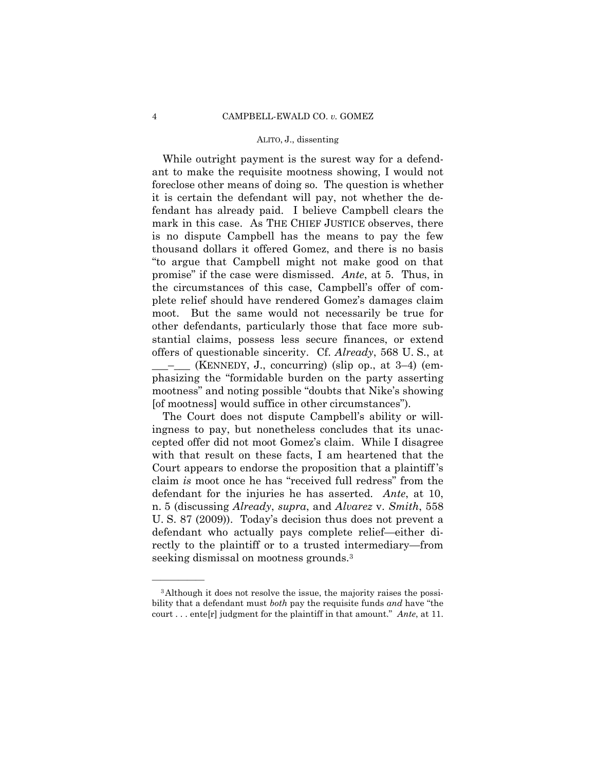While outright payment is the surest way for a defendant to make the requisite mootness showing, I would not foreclose other means of doing so. The question is whether it is certain the defendant will pay, not whether the defendant has already paid. I believe Campbell clears the mark in this case. As THE CHIEF JUSTICE observes, there is no dispute Campbell has the means to pay the few thousand dollars it offered Gomez, and there is no basis "to argue that Campbell might not make good on that promise" if the case were dismissed. *Ante*, at 5. Thus, in the circumstances of this case, Campbell's offer of complete relief should have rendered Gomez's damages claim moot. But the same would not necessarily be true for other defendants, particularly those that face more substantial claims, possess less secure finances, or extend offers of questionable sincerity. Cf. *Already*, 568 U. S., at ___–___ (KENNEDY, J., concurring) (slip op., at 3–4) (emphasizing the "formidable burden on the party asserting mootness" and noting possible "doubts that Nike's showing [of mootness] would suffice in other circumstances").

The Court does not dispute Campbell's ability or willingness to pay, but nonetheless concludes that its unaccepted offer did not moot Gomez's claim. While I disagree with that result on these facts, I am heartened that the Court appears to endorse the proposition that a plaintiff's claim *is* moot once he has "received full redress" from the defendant for the injuries he has asserted. *Ante*, at 10, n. 5 (discussing *Already*, *supra*, and *Alvarez* v. *Smith*, 558 U. S. 87 (2009)). Today's decision thus does not prevent a defendant who actually pays complete relief—either directly to the plaintiff or to a trusted intermediary—from seeking dismissal on mootness grounds.[3]

---

[3] Although it does not resolve the issue, the majority raises the possibility that a defendant must *both* pay the requisite funds *and* have "the court . . . ente[r] judgment for the plaintiff in that amount." *Ante*, at 11.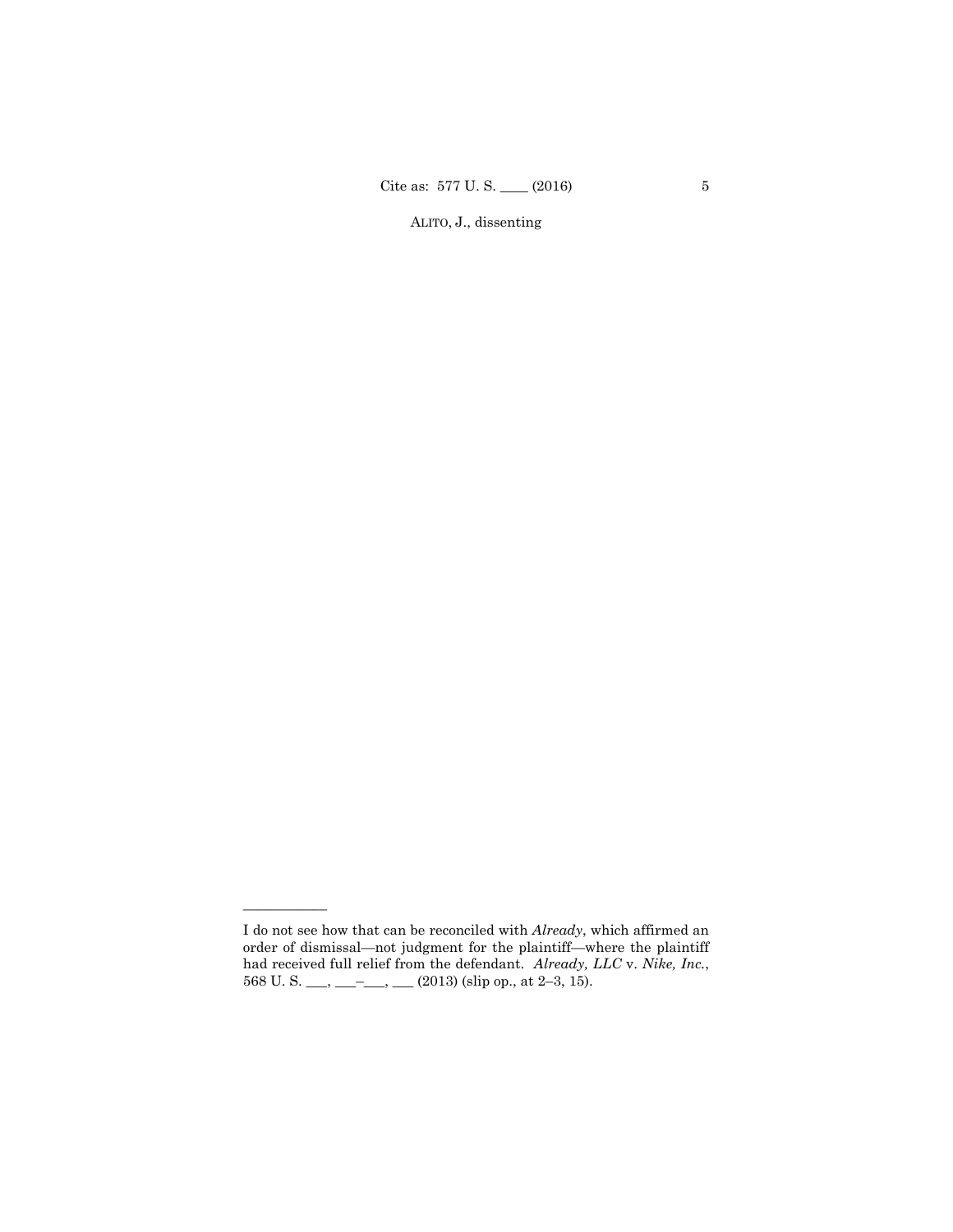I do not see how that can be reconciled with *Already*, which affirmed an order of dismissal—not judgment for the plaintiff—where the plaintiff had received full relief from the defendant. *Already, LLC* v. *Nike, Inc.*, 568 U. S. ___, ___–___, ___ (2013) (slip op., at 2–3, 15).